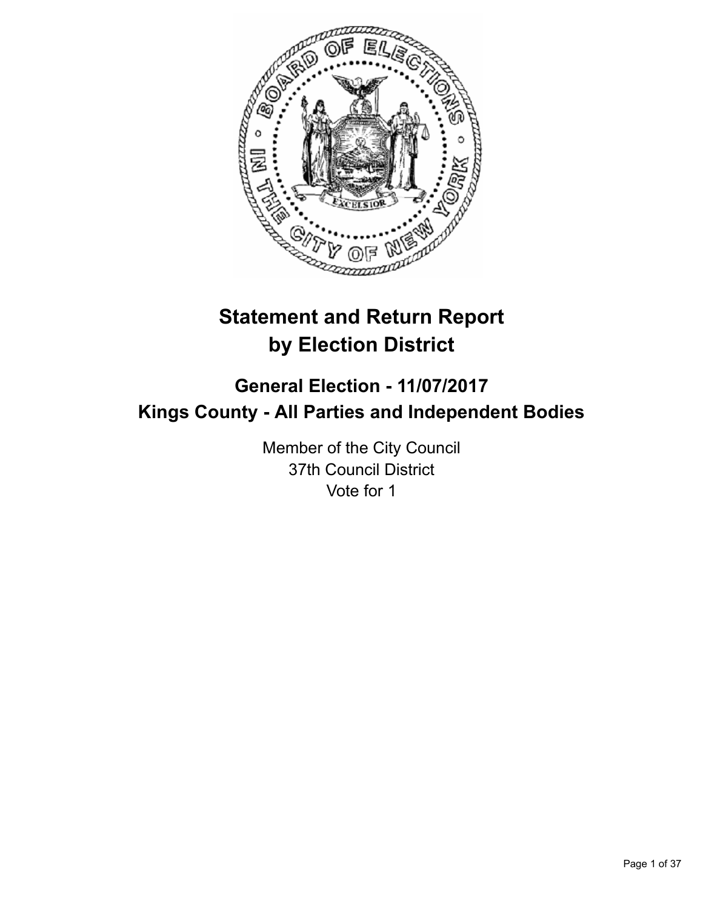# Statement and Return Report by Election District

## General Election - 11/07/2017
## Kings County - All Parties and Independent Bodies

Member of the City Council
37th Council District
Vote for 1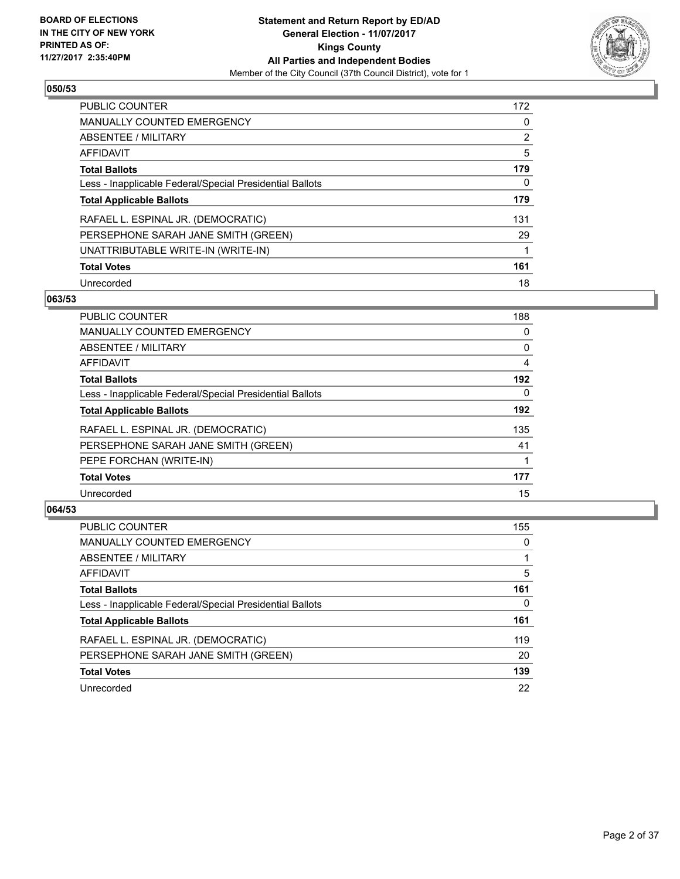**BOARD OF ELECTIONS IN THE CITY OF NEW YORK PRINTED AS OF: 11/27/2017 2:35:40PM**

**Statement and Return Report by ED/AD**
**General Election - 11/07/2017**
**Kings County**
**All Parties and Independent Bodies**
Member of the City Council (37th Council District), vote for 1

### 050/53

| | |
|---|---|
| PUBLIC COUNTER | 172 |
| MANUALLY COUNTED EMERGENCY | 0 |
| ABSENTEE / MILITARY | 2 |
| AFFIDAVIT | 5 |
| **Total Ballots** | **179** |
| Less - Inapplicable Federal/Special Presidential Ballots | 0 |
| **Total Applicable Ballots** | **179** |
| RAFAEL L. ESPINAL JR. (DEMOCRATIC) | 131 |
| PERSEPHONE SARAH JANE SMITH (GREEN) | 29 |
| UNATTRIBUTABLE WRITE-IN (WRITE-IN) | 1 |
| **Total Votes** | **161** |
| Unrecorded | 18 |

### 063/53

| | |
|---|---|
| PUBLIC COUNTER | 188 |
| MANUALLY COUNTED EMERGENCY | 0 |
| ABSENTEE / MILITARY | 0 |
| AFFIDAVIT | 4 |
| **Total Ballots** | **192** |
| Less - Inapplicable Federal/Special Presidential Ballots | 0 |
| **Total Applicable Ballots** | **192** |
| RAFAEL L. ESPINAL JR. (DEMOCRATIC) | 135 |
| PERSEPHONE SARAH JANE SMITH (GREEN) | 41 |
| PEPE FORCHAN (WRITE-IN) | 1 |
| **Total Votes** | **177** |
| Unrecorded | 15 |

### 064/53

| | |
|---|---|
| PUBLIC COUNTER | 155 |
| MANUALLY COUNTED EMERGENCY | 0 |
| ABSENTEE / MILITARY | 1 |
| AFFIDAVIT | 5 |
| **Total Ballots** | **161** |
| Less - Inapplicable Federal/Special Presidential Ballots | 0 |
| **Total Applicable Ballots** | **161** |
| RAFAEL L. ESPINAL JR. (DEMOCRATIC) | 119 |
| PERSEPHONE SARAH JANE SMITH (GREEN) | 20 |
| **Total Votes** | **139** |
| Unrecorded | 22 |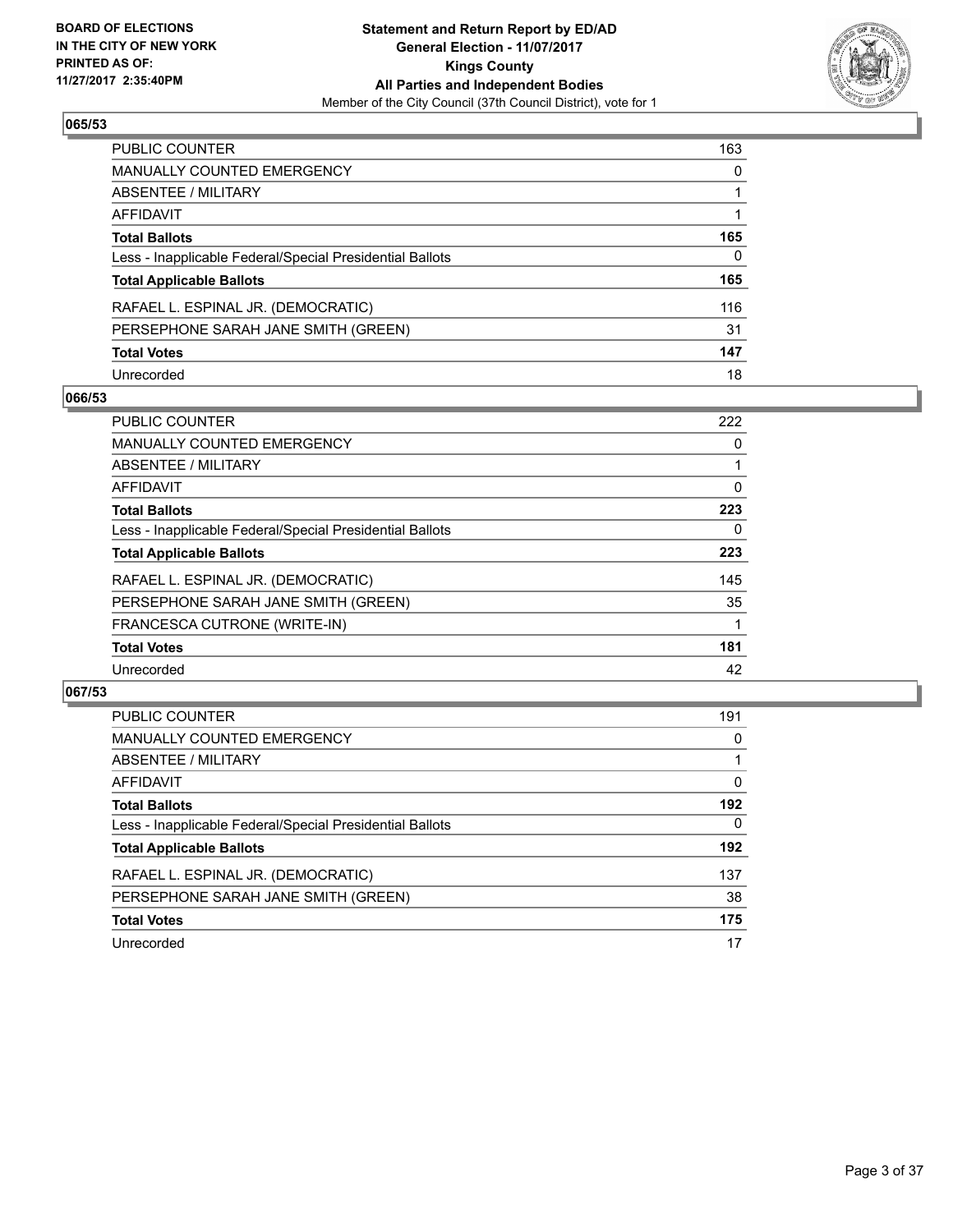**BOARD OF ELECTIONS IN THE CITY OF NEW YORK PRINTED AS OF: 11/27/2017 2:35:40PM**

**Statement and Return Report by ED/AD General Election - 11/07/2017 Kings County All Parties and Independent Bodies**

Member of the City Council (37th Council District), vote for 1

## 065/53

| | |
|---|---|
| PUBLIC COUNTER | 163 |
| MANUALLY COUNTED EMERGENCY | 0 |
| ABSENTEE / MILITARY | 1 |
| AFFIDAVIT | 1 |
| **Total Ballots** | **165** |
| Less - Inapplicable Federal/Special Presidential Ballots | 0 |
| **Total Applicable Ballots** | **165** |
| RAFAEL L. ESPINAL JR. (DEMOCRATIC) | 116 |
| PERSEPHONE SARAH JANE SMITH (GREEN) | 31 |
| **Total Votes** | **147** |
| Unrecorded | 18 |

## 066/53

| | |
|---|---|
| PUBLIC COUNTER | 222 |
| MANUALLY COUNTED EMERGENCY | 0 |
| ABSENTEE / MILITARY | 1 |
| AFFIDAVIT | 0 |
| **Total Ballots** | **223** |
| Less - Inapplicable Federal/Special Presidential Ballots | 0 |
| **Total Applicable Ballots** | **223** |
| RAFAEL L. ESPINAL JR. (DEMOCRATIC) | 145 |
| PERSEPHONE SARAH JANE SMITH (GREEN) | 35 |
| FRANCESCA CUTRONE (WRITE-IN) | 1 |
| **Total Votes** | **181** |
| Unrecorded | 42 |

## 067/53

| | |
|---|---|
| PUBLIC COUNTER | 191 |
| MANUALLY COUNTED EMERGENCY | 0 |
| ABSENTEE / MILITARY | 1 |
| AFFIDAVIT | 0 |
| **Total Ballots** | **192** |
| Less - Inapplicable Federal/Special Presidential Ballots | 0 |
| **Total Applicable Ballots** | **192** |
| RAFAEL L. ESPINAL JR. (DEMOCRATIC) | 137 |
| PERSEPHONE SARAH JANE SMITH (GREEN) | 38 |
| **Total Votes** | **175** |
| Unrecorded | 17 |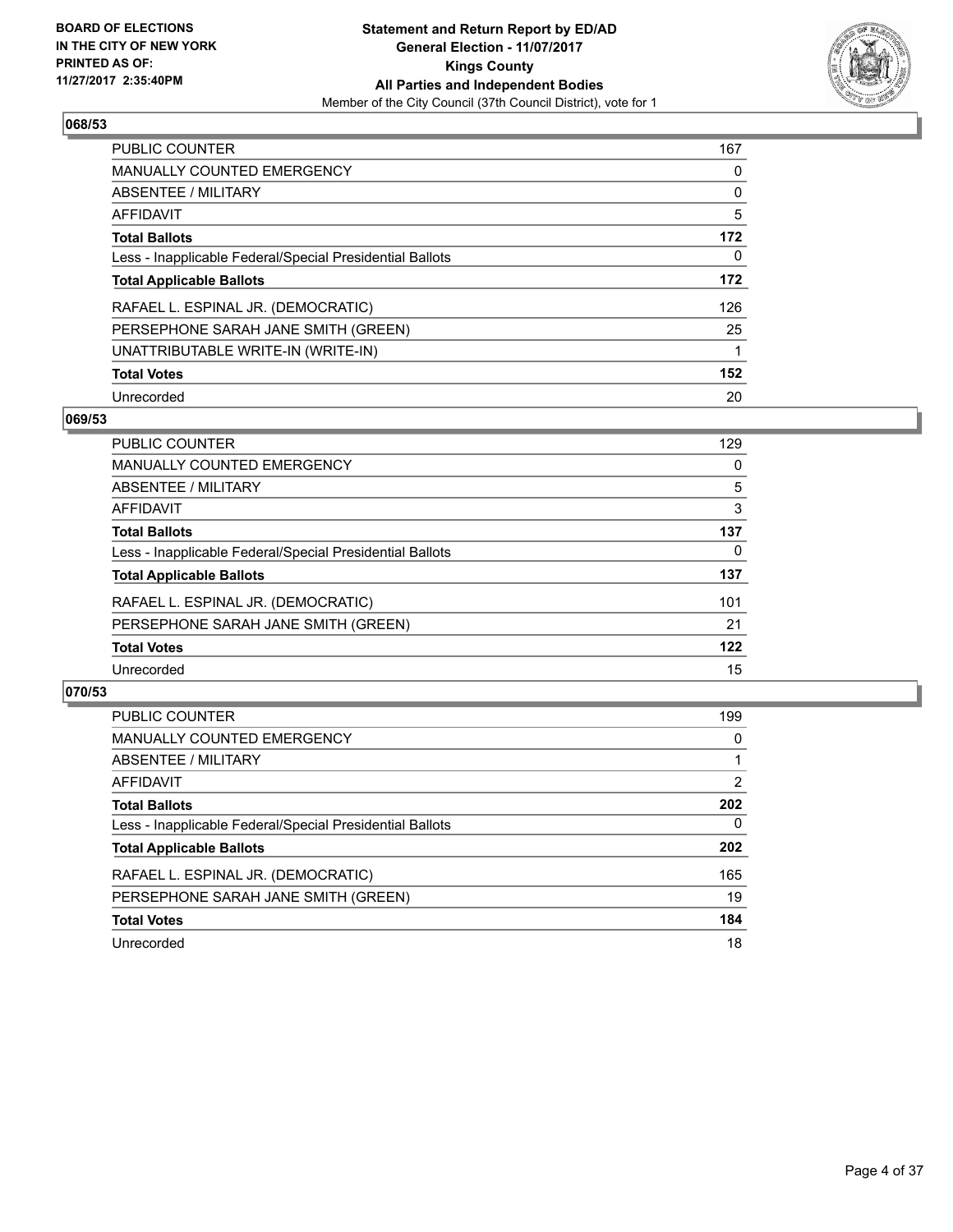BOARD OF ELECTIONS
IN THE CITY OF NEW YORK
PRINTED AS OF:
11/27/2017 2:35:40PM

**Statement and Return Report by ED/AD**
**General Election - 11/07/2017**
**Kings County**
**All Parties and Independent Bodies**
Member of the City Council (37th Council District), vote for 1

### 068/53

| | |
|---|---|
| PUBLIC COUNTER | 167 |
| MANUALLY COUNTED EMERGENCY | 0 |
| ABSENTEE / MILITARY | 0 |
| AFFIDAVIT | 5 |
| **Total Ballots** | **172** |
| Less - Inapplicable Federal/Special Presidential Ballots | 0 |
| **Total Applicable Ballots** | **172** |
| RAFAEL L. ESPINAL JR. (DEMOCRATIC) | 126 |
| PERSEPHONE SARAH JANE SMITH (GREEN) | 25 |
| UNATTRIBUTABLE WRITE-IN (WRITE-IN) | 1 |
| **Total Votes** | **152** |
| Unrecorded | 20 |

### 069/53

| | |
|---|---|
| PUBLIC COUNTER | 129 |
| MANUALLY COUNTED EMERGENCY | 0 |
| ABSENTEE / MILITARY | 5 |
| AFFIDAVIT | 3 |
| **Total Ballots** | **137** |
| Less - Inapplicable Federal/Special Presidential Ballots | 0 |
| **Total Applicable Ballots** | **137** |
| RAFAEL L. ESPINAL JR. (DEMOCRATIC) | 101 |
| PERSEPHONE SARAH JANE SMITH (GREEN) | 21 |
| **Total Votes** | **122** |
| Unrecorded | 15 |

### 070/53

| | |
|---|---|
| PUBLIC COUNTER | 199 |
| MANUALLY COUNTED EMERGENCY | 0 |
| ABSENTEE / MILITARY | 1 |
| AFFIDAVIT | 2 |
| **Total Ballots** | **202** |
| Less - Inapplicable Federal/Special Presidential Ballots | 0 |
| **Total Applicable Ballots** | **202** |
| RAFAEL L. ESPINAL JR. (DEMOCRATIC) | 165 |
| PERSEPHONE SARAH JANE SMITH (GREEN) | 19 |
| **Total Votes** | **184** |
| Unrecorded | 18 |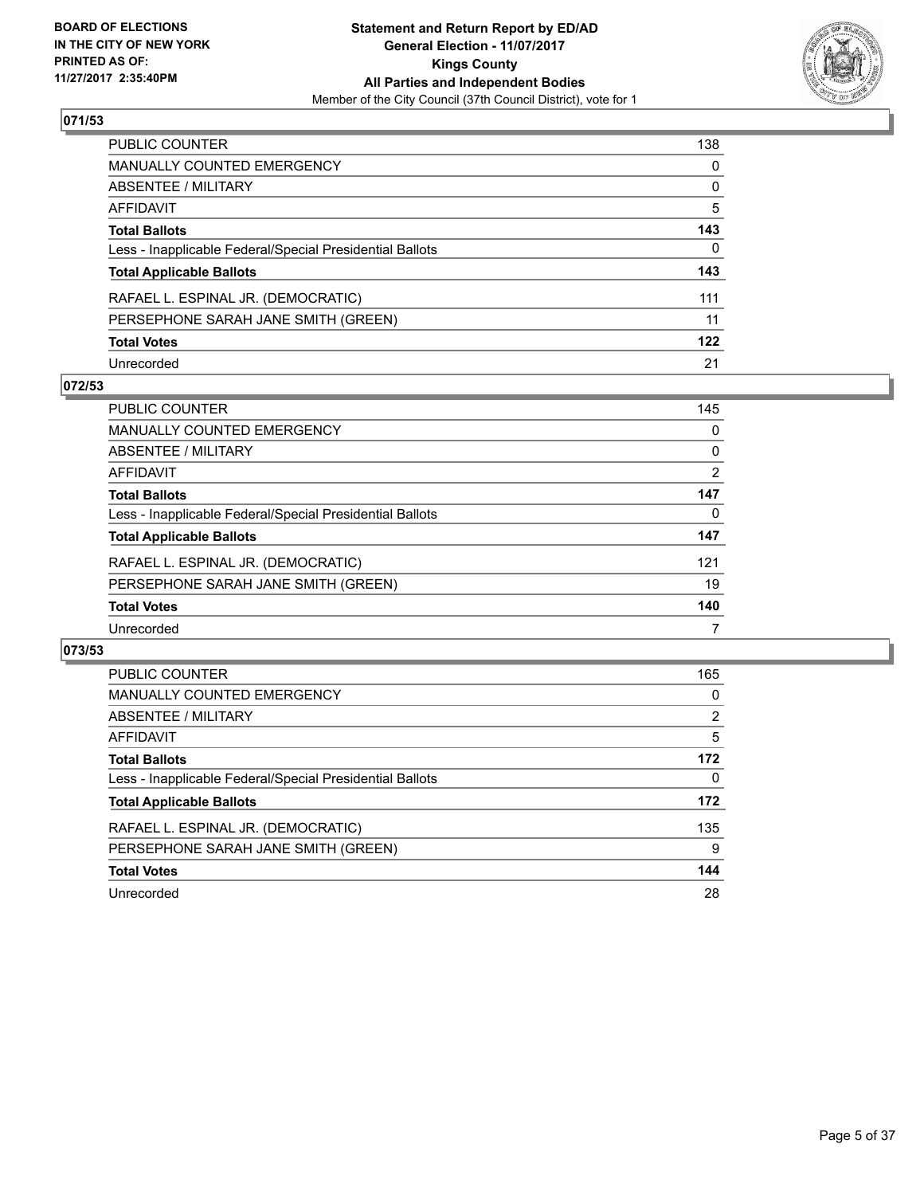**BOARD OF ELECTIONS IN THE CITY OF NEW YORK PRINTED AS OF: 11/27/2017 2:35:40PM**

**Statement and Return Report by ED/AD General Election - 11/07/2017 Kings County All Parties and Independent Bodies**
Member of the City Council (37th Council District), vote for 1

### 071/53

| | |
|---|---|
| PUBLIC COUNTER | 138 |
| MANUALLY COUNTED EMERGENCY | 0 |
| ABSENTEE / MILITARY | 0 |
| AFFIDAVIT | 5 |
| **Total Ballots** | **143** |
| Less - Inapplicable Federal/Special Presidential Ballots | 0 |
| **Total Applicable Ballots** | **143** |
| RAFAEL L. ESPINAL JR. (DEMOCRATIC) | 111 |
| PERSEPHONE SARAH JANE SMITH (GREEN) | 11 |
| **Total Votes** | **122** |
| Unrecorded | 21 |

### 072/53

| | |
|---|---|
| PUBLIC COUNTER | 145 |
| MANUALLY COUNTED EMERGENCY | 0 |
| ABSENTEE / MILITARY | 0 |
| AFFIDAVIT | 2 |
| **Total Ballots** | **147** |
| Less - Inapplicable Federal/Special Presidential Ballots | 0 |
| **Total Applicable Ballots** | **147** |
| RAFAEL L. ESPINAL JR. (DEMOCRATIC) | 121 |
| PERSEPHONE SARAH JANE SMITH (GREEN) | 19 |
| **Total Votes** | **140** |
| Unrecorded | 7 |

### 073/53

| | |
|---|---|
| PUBLIC COUNTER | 165 |
| MANUALLY COUNTED EMERGENCY | 0 |
| ABSENTEE / MILITARY | 2 |
| AFFIDAVIT | 5 |
| **Total Ballots** | **172** |
| Less - Inapplicable Federal/Special Presidential Ballots | 0 |
| **Total Applicable Ballots** | **172** |
| RAFAEL L. ESPINAL JR. (DEMOCRATIC) | 135 |
| PERSEPHONE SARAH JANE SMITH (GREEN) | 9 |
| **Total Votes** | **144** |
| Unrecorded | 28 |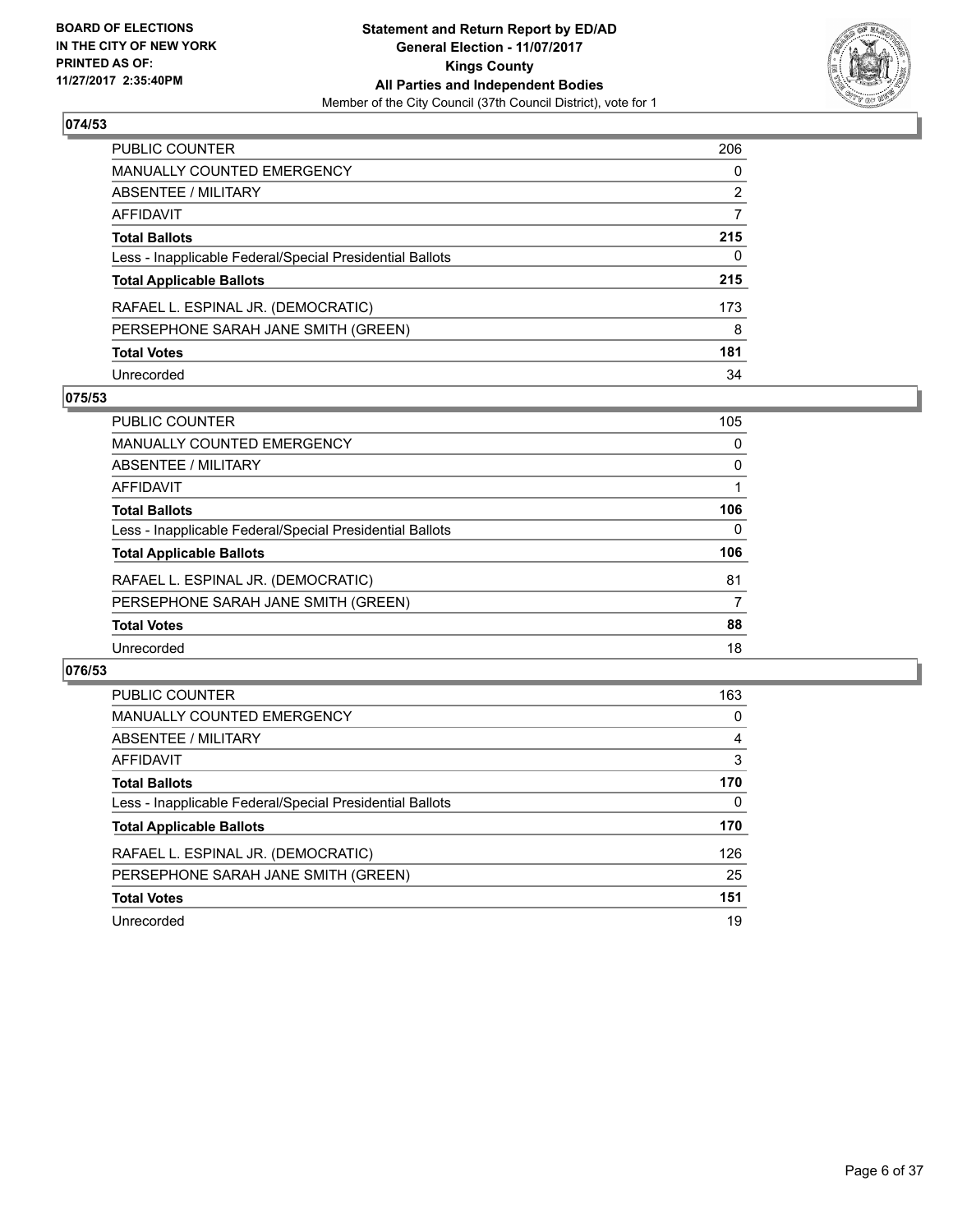**BOARD OF ELECTIONS IN THE CITY OF NEW YORK PRINTED AS OF: 11/27/2017 2:35:40PM**

**Statement and Return Report by ED/AD**
**General Election - 11/07/2017**
**Kings County**
**All Parties and Independent Bodies**
Member of the City Council (37th Council District), vote for 1

## 074/53

| | |
|---|---|
| PUBLIC COUNTER | 206 |
| MANUALLY COUNTED EMERGENCY | 0 |
| ABSENTEE / MILITARY | 2 |
| AFFIDAVIT | 7 |
| **Total Ballots** | **215** |
| Less - Inapplicable Federal/Special Presidential Ballots | 0 |
| **Total Applicable Ballots** | **215** |
| RAFAEL L. ESPINAL JR. (DEMOCRATIC) | 173 |
| PERSEPHONE SARAH JANE SMITH (GREEN) | 8 |
| **Total Votes** | **181** |
| Unrecorded | 34 |

## 075/53

| | |
|---|---|
| PUBLIC COUNTER | 105 |
| MANUALLY COUNTED EMERGENCY | 0 |
| ABSENTEE / MILITARY | 0 |
| AFFIDAVIT | 1 |
| **Total Ballots** | **106** |
| Less - Inapplicable Federal/Special Presidential Ballots | 0 |
| **Total Applicable Ballots** | **106** |
| RAFAEL L. ESPINAL JR. (DEMOCRATIC) | 81 |
| PERSEPHONE SARAH JANE SMITH (GREEN) | 7 |
| **Total Votes** | **88** |
| Unrecorded | 18 |

## 076/53

| | |
|---|---|
| PUBLIC COUNTER | 163 |
| MANUALLY COUNTED EMERGENCY | 0 |
| ABSENTEE / MILITARY | 4 |
| AFFIDAVIT | 3 |
| **Total Ballots** | **170** |
| Less - Inapplicable Federal/Special Presidential Ballots | 0 |
| **Total Applicable Ballots** | **170** |
| RAFAEL L. ESPINAL JR. (DEMOCRATIC) | 126 |
| PERSEPHONE SARAH JANE SMITH (GREEN) | 25 |
| **Total Votes** | **151** |
| Unrecorded | 19 |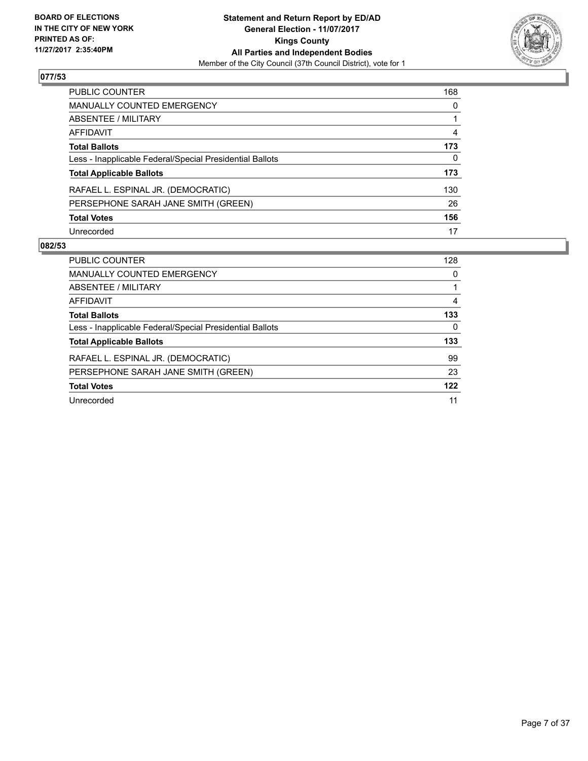**BOARD OF ELECTIONS IN THE CITY OF NEW YORK PRINTED AS OF: 11/27/2017 2:35:40PM**

# Statement and Return Report by ED/AD
## General Election - 11/07/2017
## Kings County
## All Parties and Independent Bodies
Member of the City Council (37th Council District), vote for 1

### 077/53

| | |
|---|---|
| PUBLIC COUNTER | 168 |
| MANUALLY COUNTED EMERGENCY | 0 |
| ABSENTEE / MILITARY | 1 |
| AFFIDAVIT | 4 |
| **Total Ballots** | **173** |
| Less - Inapplicable Federal/Special Presidential Ballots | 0 |
| **Total Applicable Ballots** | **173** |
| RAFAEL L. ESPINAL JR. (DEMOCRATIC) | 130 |
| PERSEPHONE SARAH JANE SMITH (GREEN) | 26 |
| **Total Votes** | **156** |
| Unrecorded | 17 |

### 082/53

| | |
|---|---|
| PUBLIC COUNTER | 128 |
| MANUALLY COUNTED EMERGENCY | 0 |
| ABSENTEE / MILITARY | 1 |
| AFFIDAVIT | 4 |
| **Total Ballots** | **133** |
| Less - Inapplicable Federal/Special Presidential Ballots | 0 |
| **Total Applicable Ballots** | **133** |
| RAFAEL L. ESPINAL JR. (DEMOCRATIC) | 99 |
| PERSEPHONE SARAH JANE SMITH (GREEN) | 23 |
| **Total Votes** | **122** |
| Unrecorded | 11 |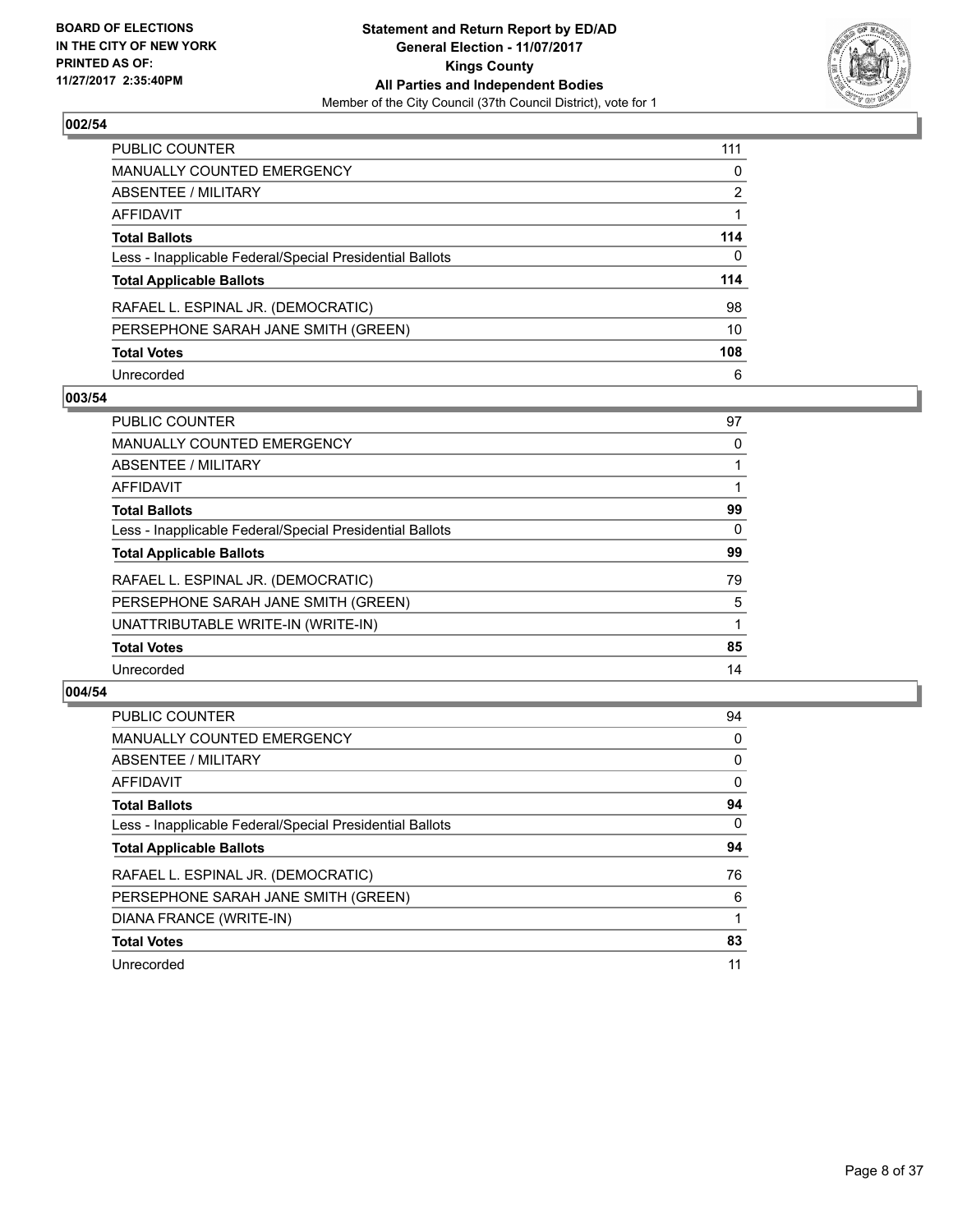**BOARD OF ELECTIONS IN THE CITY OF NEW YORK PRINTED AS OF: 11/27/2017 2:35:40PM**

**Statement and Return Report by ED/AD**
**General Election - 11/07/2017**
**Kings County**
**All Parties and Independent Bodies**
Member of the City Council (37th Council District), vote for 1

## 002/54

| | |
|---|---|
| PUBLIC COUNTER | 111 |
| MANUALLY COUNTED EMERGENCY | 0 |
| ABSENTEE / MILITARY | 2 |
| AFFIDAVIT | 1 |
| **Total Ballots** | **114** |
| Less - Inapplicable Federal/Special Presidential Ballots | 0 |
| **Total Applicable Ballots** | **114** |
| RAFAEL L. ESPINAL JR. (DEMOCRATIC) | 98 |
| PERSEPHONE SARAH JANE SMITH (GREEN) | 10 |
| **Total Votes** | **108** |
| Unrecorded | 6 |

## 003/54

| | |
|---|---|
| PUBLIC COUNTER | 97 |
| MANUALLY COUNTED EMERGENCY | 0 |
| ABSENTEE / MILITARY | 1 |
| AFFIDAVIT | 1 |
| **Total Ballots** | **99** |
| Less - Inapplicable Federal/Special Presidential Ballots | 0 |
| **Total Applicable Ballots** | **99** |
| RAFAEL L. ESPINAL JR. (DEMOCRATIC) | 79 |
| PERSEPHONE SARAH JANE SMITH (GREEN) | 5 |
| UNATTRIBUTABLE WRITE-IN (WRITE-IN) | 1 |
| **Total Votes** | **85** |
| Unrecorded | 14 |

## 004/54

| | |
|---|---|
| PUBLIC COUNTER | 94 |
| MANUALLY COUNTED EMERGENCY | 0 |
| ABSENTEE / MILITARY | 0 |
| AFFIDAVIT | 0 |
| **Total Ballots** | **94** |
| Less - Inapplicable Federal/Special Presidential Ballots | 0 |
| **Total Applicable Ballots** | **94** |
| RAFAEL L. ESPINAL JR. (DEMOCRATIC) | 76 |
| PERSEPHONE SARAH JANE SMITH (GREEN) | 6 |
| DIANA FRANCE (WRITE-IN) | 1 |
| **Total Votes** | **83** |
| Unrecorded | 11 |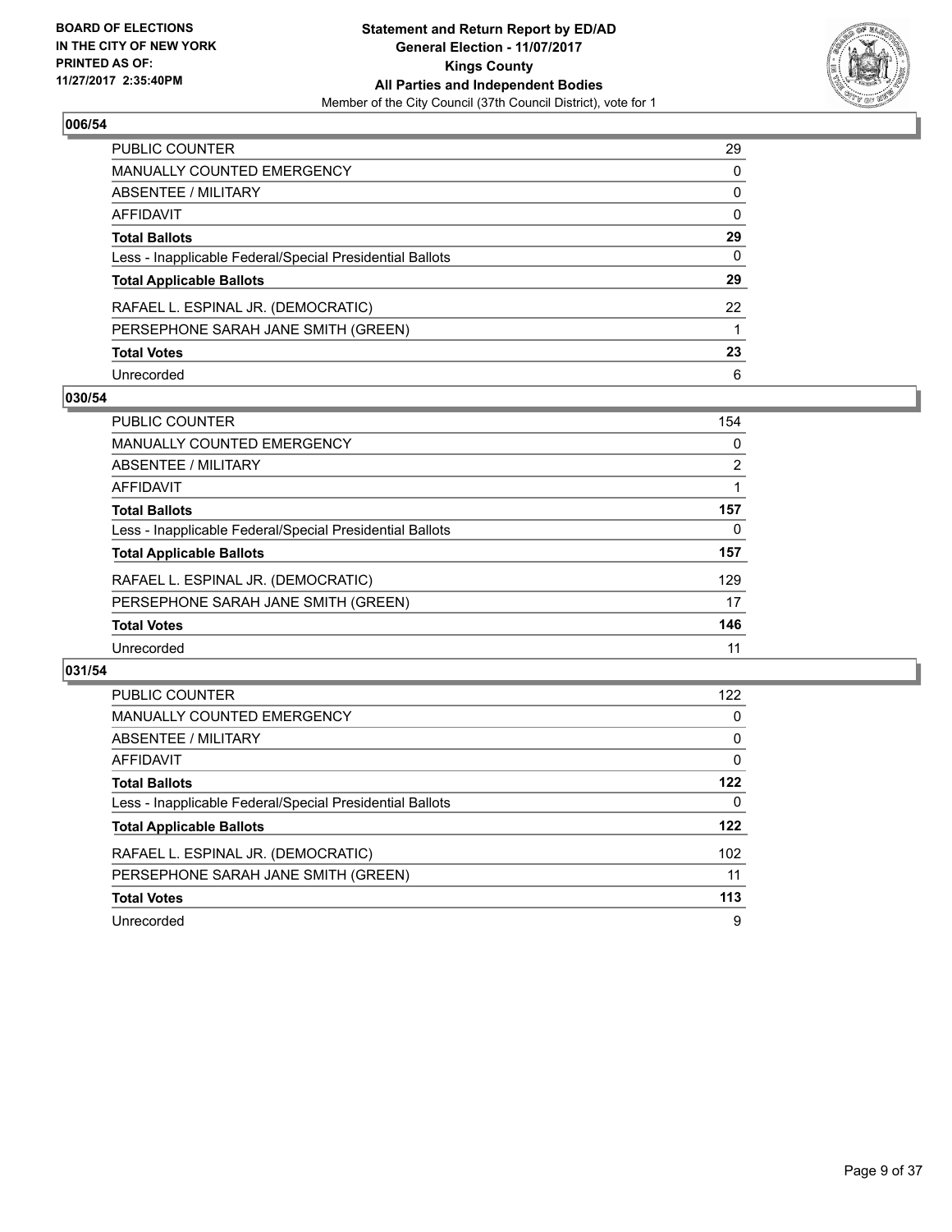**BOARD OF ELECTIONS IN THE CITY OF NEW YORK PRINTED AS OF: 11/27/2017 2:35:40PM**

# Statement and Return Report by ED/AD
## General Election - 11/07/2017
## Kings County
## All Parties and Independent Bodies
Member of the City Council (37th Council District), vote for 1

### 006/54

| | |
|---|---|
| PUBLIC COUNTER | 29 |
| MANUALLY COUNTED EMERGENCY | 0 |
| ABSENTEE / MILITARY | 0 |
| AFFIDAVIT | 0 |
| **Total Ballots** | **29** |
| Less - Inapplicable Federal/Special Presidential Ballots | 0 |
| **Total Applicable Ballots** | **29** |
| RAFAEL L. ESPINAL JR. (DEMOCRATIC) | 22 |
| PERSEPHONE SARAH JANE SMITH (GREEN) | 1 |
| **Total Votes** | **23** |
| Unrecorded | 6 |

### 030/54

| | |
|---|---|
| PUBLIC COUNTER | 154 |
| MANUALLY COUNTED EMERGENCY | 0 |
| ABSENTEE / MILITARY | 2 |
| AFFIDAVIT | 1 |
| **Total Ballots** | **157** |
| Less - Inapplicable Federal/Special Presidential Ballots | 0 |
| **Total Applicable Ballots** | **157** |
| RAFAEL L. ESPINAL JR. (DEMOCRATIC) | 129 |
| PERSEPHONE SARAH JANE SMITH (GREEN) | 17 |
| **Total Votes** | **146** |
| Unrecorded | 11 |

### 031/54

| | |
|---|---|
| PUBLIC COUNTER | 122 |
| MANUALLY COUNTED EMERGENCY | 0 |
| ABSENTEE / MILITARY | 0 |
| AFFIDAVIT | 0 |
| **Total Ballots** | **122** |
| Less - Inapplicable Federal/Special Presidential Ballots | 0 |
| **Total Applicable Ballots** | **122** |
| RAFAEL L. ESPINAL JR. (DEMOCRATIC) | 102 |
| PERSEPHONE SARAH JANE SMITH (GREEN) | 11 |
| **Total Votes** | **113** |
| Unrecorded | 9 |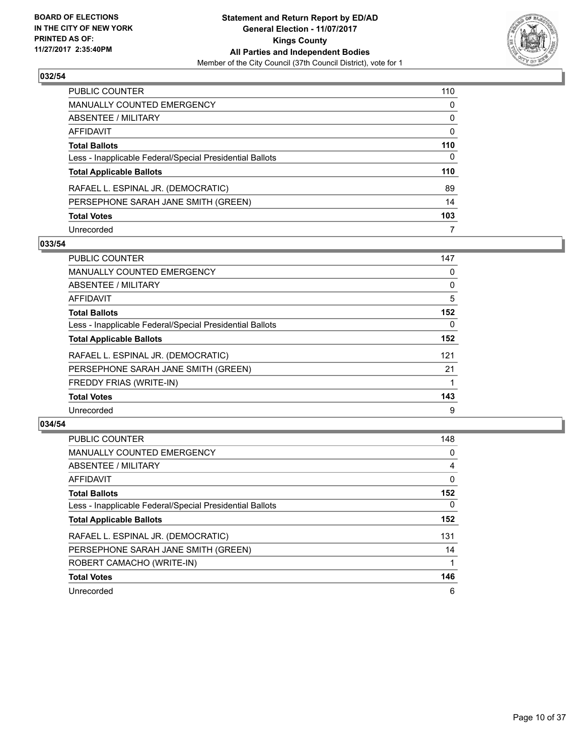## 032/54

| | |
|---|---|
| PUBLIC COUNTER | 110 |
| MANUALLY COUNTED EMERGENCY | 0 |
| ABSENTEE / MILITARY | 0 |
| AFFIDAVIT | 0 |
| **Total Ballots** | **110** |
| Less - Inapplicable Federal/Special Presidential Ballots | 0 |
| **Total Applicable Ballots** | **110** |
| RAFAEL L. ESPINAL JR. (DEMOCRATIC) | 89 |
| PERSEPHONE SARAH JANE SMITH (GREEN) | 14 |
| **Total Votes** | **103** |
| Unrecorded | 7 |

## 033/54

| | |
|---|---|
| PUBLIC COUNTER | 147 |
| MANUALLY COUNTED EMERGENCY | 0 |
| ABSENTEE / MILITARY | 0 |
| AFFIDAVIT | 5 |
| **Total Ballots** | **152** |
| Less - Inapplicable Federal/Special Presidential Ballots | 0 |
| **Total Applicable Ballots** | **152** |
| RAFAEL L. ESPINAL JR. (DEMOCRATIC) | 121 |
| PERSEPHONE SARAH JANE SMITH (GREEN) | 21 |
| FREDDY FRIAS (WRITE-IN) | 1 |
| **Total Votes** | **143** |
| Unrecorded | 9 |

## 034/54

| | |
|---|---|
| PUBLIC COUNTER | 148 |
| MANUALLY COUNTED EMERGENCY | 0 |
| ABSENTEE / MILITARY | 4 |
| AFFIDAVIT | 0 |
| **Total Ballots** | **152** |
| Less - Inapplicable Federal/Special Presidential Ballots | 0 |
| **Total Applicable Ballots** | **152** |
| RAFAEL L. ESPINAL JR. (DEMOCRATIC) | 131 |
| PERSEPHONE SARAH JANE SMITH (GREEN) | 14 |
| ROBERT CAMACHO (WRITE-IN) | 1 |
| **Total Votes** | **146** |
| Unrecorded | 6 |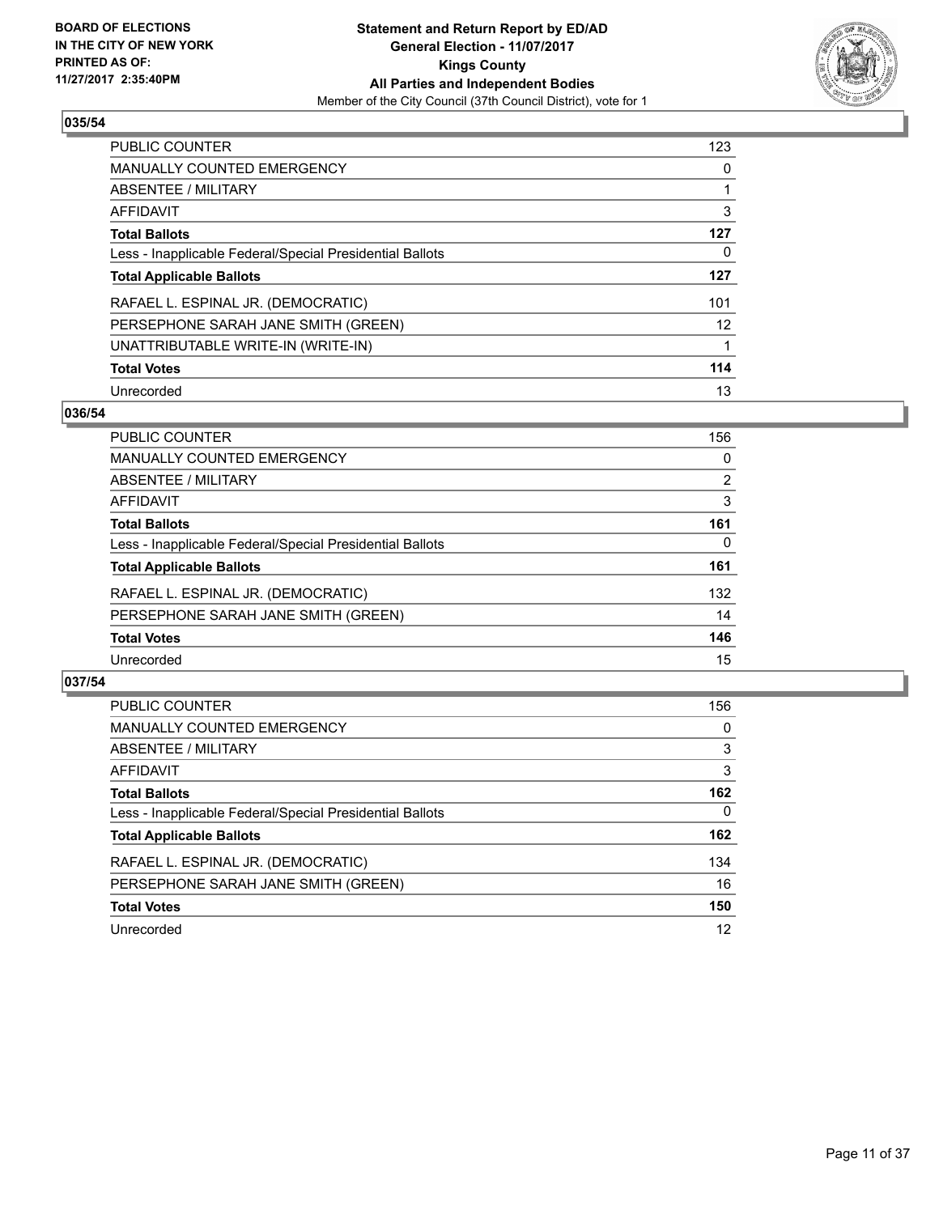BOARD OF ELECTIONS
IN THE CITY OF NEW YORK
PRINTED AS OF:
11/27/2017 2:35:40PM

**Statement and Return Report by ED/AD**
**General Election - 11/07/2017**
**Kings County**
**All Parties and Independent Bodies**
Member of the City Council (37th Council District), vote for 1

## 035/54

| | |
|---|---|
| PUBLIC COUNTER | 123 |
| MANUALLY COUNTED EMERGENCY | 0 |
| ABSENTEE / MILITARY | 1 |
| AFFIDAVIT | 3 |
| **Total Ballots** | **127** |
| Less - Inapplicable Federal/Special Presidential Ballots | 0 |
| **Total Applicable Ballots** | **127** |
| RAFAEL L. ESPINAL JR. (DEMOCRATIC) | 101 |
| PERSEPHONE SARAH JANE SMITH (GREEN) | 12 |
| UNATTRIBUTABLE WRITE-IN (WRITE-IN) | 1 |
| **Total Votes** | **114** |
| Unrecorded | 13 |

## 036/54

| | |
|---|---|
| PUBLIC COUNTER | 156 |
| MANUALLY COUNTED EMERGENCY | 0 |
| ABSENTEE / MILITARY | 2 |
| AFFIDAVIT | 3 |
| **Total Ballots** | **161** |
| Less - Inapplicable Federal/Special Presidential Ballots | 0 |
| **Total Applicable Ballots** | **161** |
| RAFAEL L. ESPINAL JR. (DEMOCRATIC) | 132 |
| PERSEPHONE SARAH JANE SMITH (GREEN) | 14 |
| **Total Votes** | **146** |
| Unrecorded | 15 |

## 037/54

| | |
|---|---|
| PUBLIC COUNTER | 156 |
| MANUALLY COUNTED EMERGENCY | 0 |
| ABSENTEE / MILITARY | 3 |
| AFFIDAVIT | 3 |
| **Total Ballots** | **162** |
| Less - Inapplicable Federal/Special Presidential Ballots | 0 |
| **Total Applicable Ballots** | **162** |
| RAFAEL L. ESPINAL JR. (DEMOCRATIC) | 134 |
| PERSEPHONE SARAH JANE SMITH (GREEN) | 16 |
| **Total Votes** | **150** |
| Unrecorded | 12 |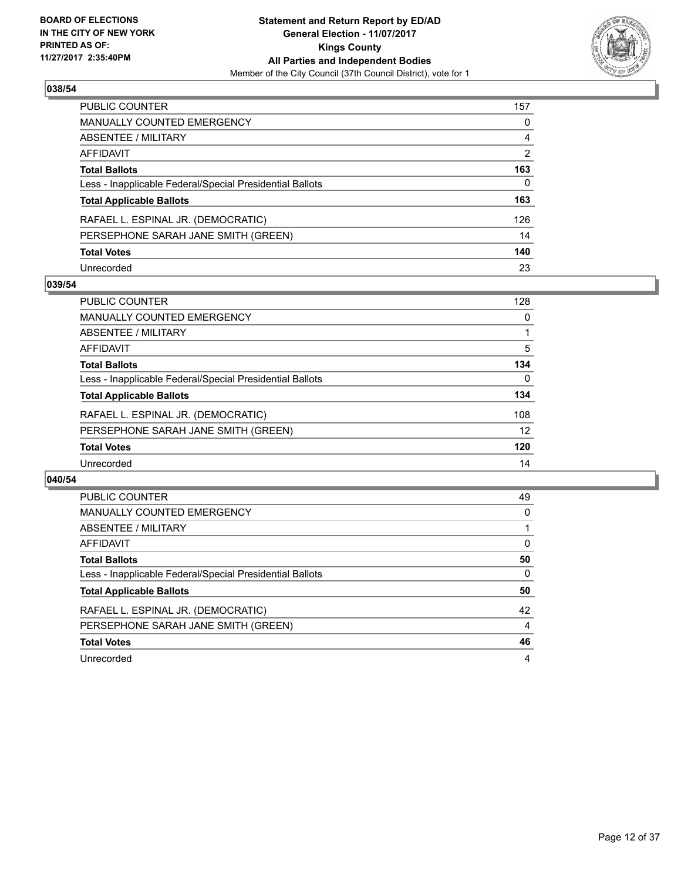**BOARD OF ELECTIONS IN THE CITY OF NEW YORK PRINTED AS OF: 11/27/2017 2:35:40PM**

**Statement and Return Report by ED/AD**
**General Election - 11/07/2017**
**Kings County**
**All Parties and Independent Bodies**
Member of the City Council (37th Council District), vote for 1

## 038/54

| | |
|---|---|
| PUBLIC COUNTER | 157 |
| MANUALLY COUNTED EMERGENCY | 0 |
| ABSENTEE / MILITARY | 4 |
| AFFIDAVIT | 2 |
| **Total Ballots** | **163** |
| Less - Inapplicable Federal/Special Presidential Ballots | 0 |
| **Total Applicable Ballots** | **163** |
| RAFAEL L. ESPINAL JR. (DEMOCRATIC) | 126 |
| PERSEPHONE SARAH JANE SMITH (GREEN) | 14 |
| **Total Votes** | **140** |
| Unrecorded | 23 |

## 039/54

| | |
|---|---|
| PUBLIC COUNTER | 128 |
| MANUALLY COUNTED EMERGENCY | 0 |
| ABSENTEE / MILITARY | 1 |
| AFFIDAVIT | 5 |
| **Total Ballots** | **134** |
| Less - Inapplicable Federal/Special Presidential Ballots | 0 |
| **Total Applicable Ballots** | **134** |
| RAFAEL L. ESPINAL JR. (DEMOCRATIC) | 108 |
| PERSEPHONE SARAH JANE SMITH (GREEN) | 12 |
| **Total Votes** | **120** |
| Unrecorded | 14 |

## 040/54

| | |
|---|---|
| PUBLIC COUNTER | 49 |
| MANUALLY COUNTED EMERGENCY | 0 |
| ABSENTEE / MILITARY | 1 |
| AFFIDAVIT | 0 |
| **Total Ballots** | **50** |
| Less - Inapplicable Federal/Special Presidential Ballots | 0 |
| **Total Applicable Ballots** | **50** |
| RAFAEL L. ESPINAL JR. (DEMOCRATIC) | 42 |
| PERSEPHONE SARAH JANE SMITH (GREEN) | 4 |
| **Total Votes** | **46** |
| Unrecorded | 4 |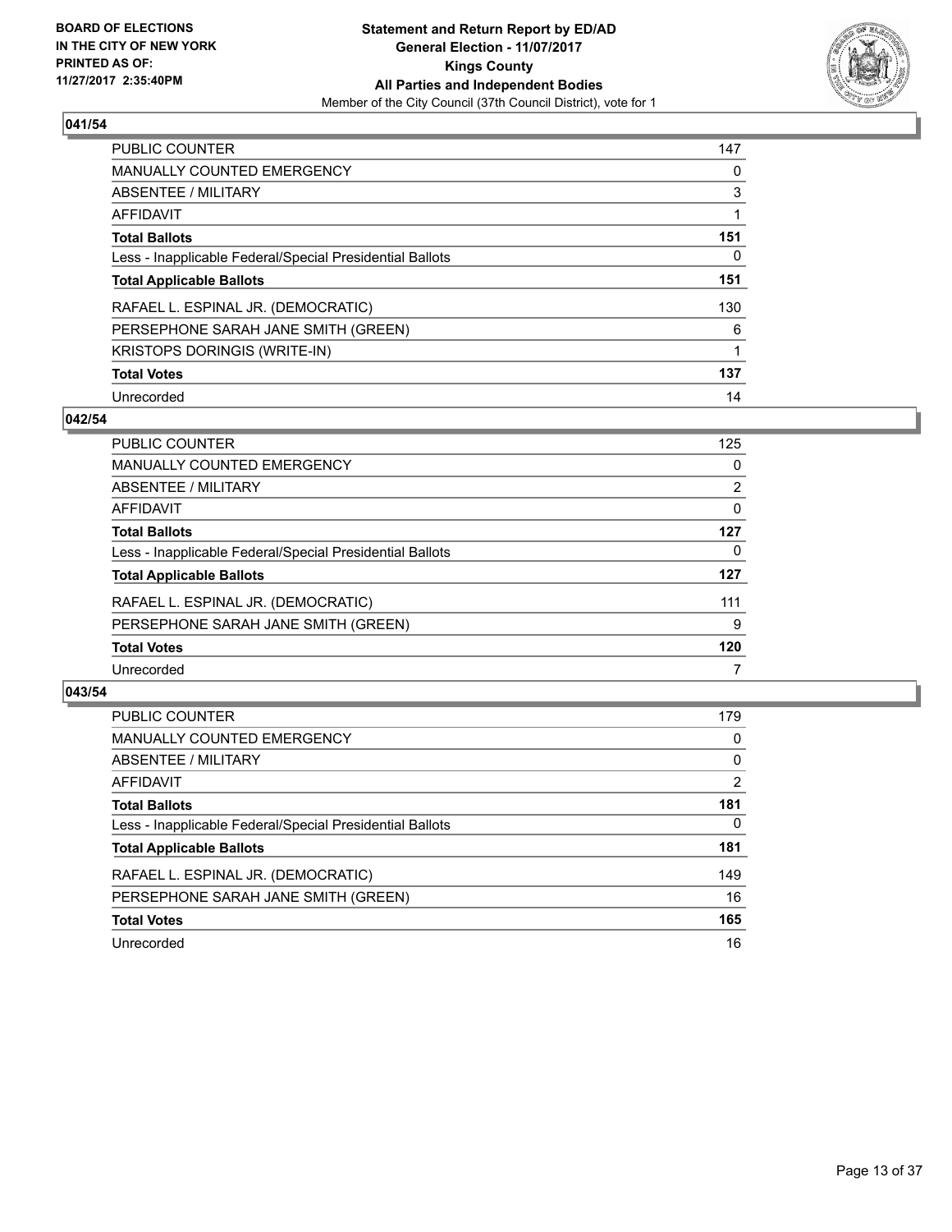**BOARD OF ELECTIONS IN THE CITY OF NEW YORK PRINTED AS OF: 11/27/2017 2:35:40PM**

**Statement and Return Report by ED/AD**
**General Election - 11/07/2017**
**Kings County**
**All Parties and Independent Bodies**
Member of the City Council (37th Council District), vote for 1

### 041/54

| | |
|---|---|
| PUBLIC COUNTER | 147 |
| MANUALLY COUNTED EMERGENCY | 0 |
| ABSENTEE / MILITARY | 3 |
| AFFIDAVIT | 1 |
| **Total Ballots** | **151** |
| Less - Inapplicable Federal/Special Presidential Ballots | 0 |
| **Total Applicable Ballots** | **151** |
| RAFAEL L. ESPINAL JR. (DEMOCRATIC) | 130 |
| PERSEPHONE SARAH JANE SMITH (GREEN) | 6 |
| KRISTOPS DORINGIS (WRITE-IN) | 1 |
| **Total Votes** | **137** |
| Unrecorded | 14 |

### 042/54

| | |
|---|---|
| PUBLIC COUNTER | 125 |
| MANUALLY COUNTED EMERGENCY | 0 |
| ABSENTEE / MILITARY | 2 |
| AFFIDAVIT | 0 |
| **Total Ballots** | **127** |
| Less - Inapplicable Federal/Special Presidential Ballots | 0 |
| **Total Applicable Ballots** | **127** |
| RAFAEL L. ESPINAL JR. (DEMOCRATIC) | 111 |
| PERSEPHONE SARAH JANE SMITH (GREEN) | 9 |
| **Total Votes** | **120** |
| Unrecorded | 7 |

### 043/54

| | |
|---|---|
| PUBLIC COUNTER | 179 |
| MANUALLY COUNTED EMERGENCY | 0 |
| ABSENTEE / MILITARY | 0 |
| AFFIDAVIT | 2 |
| **Total Ballots** | **181** |
| Less - Inapplicable Federal/Special Presidential Ballots | 0 |
| **Total Applicable Ballots** | **181** |
| RAFAEL L. ESPINAL JR. (DEMOCRATIC) | 149 |
| PERSEPHONE SARAH JANE SMITH (GREEN) | 16 |
| **Total Votes** | **165** |
| Unrecorded | 16 |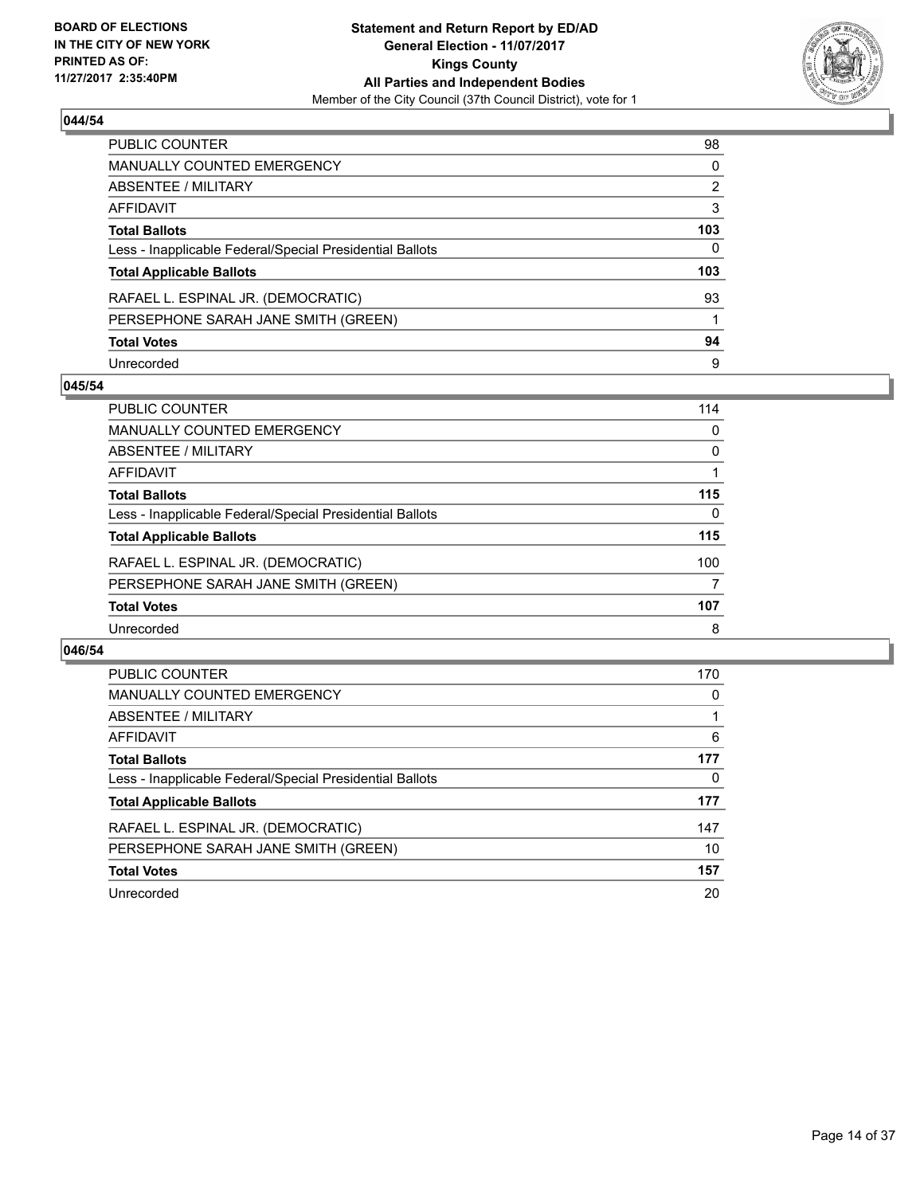BOARD OF ELECTIONS
IN THE CITY OF NEW YORK
PRINTED AS OF:
11/27/2017 2:35:40PM

**Statement and Return Report by ED/AD**
**General Election - 11/07/2017**
**Kings County**
**All Parties and Independent Bodies**
Member of the City Council (37th Council District), vote for 1

### 044/54

| | |
|---|---|
| PUBLIC COUNTER | 98 |
| MANUALLY COUNTED EMERGENCY | 0 |
| ABSENTEE / MILITARY | 2 |
| AFFIDAVIT | 3 |
| **Total Ballots** | **103** |
| Less - Inapplicable Federal/Special Presidential Ballots | 0 |
| **Total Applicable Ballots** | **103** |
| RAFAEL L. ESPINAL JR. (DEMOCRATIC) | 93 |
| PERSEPHONE SARAH JANE SMITH (GREEN) | 1 |
| **Total Votes** | **94** |
| Unrecorded | 9 |

### 045/54

| | |
|---|---|
| PUBLIC COUNTER | 114 |
| MANUALLY COUNTED EMERGENCY | 0 |
| ABSENTEE / MILITARY | 0 |
| AFFIDAVIT | 1 |
| **Total Ballots** | **115** |
| Less - Inapplicable Federal/Special Presidential Ballots | 0 |
| **Total Applicable Ballots** | **115** |
| RAFAEL L. ESPINAL JR. (DEMOCRATIC) | 100 |
| PERSEPHONE SARAH JANE SMITH (GREEN) | 7 |
| **Total Votes** | **107** |
| Unrecorded | 8 |

### 046/54

| | |
|---|---|
| PUBLIC COUNTER | 170 |
| MANUALLY COUNTED EMERGENCY | 0 |
| ABSENTEE / MILITARY | 1 |
| AFFIDAVIT | 6 |
| **Total Ballots** | **177** |
| Less - Inapplicable Federal/Special Presidential Ballots | 0 |
| **Total Applicable Ballots** | **177** |
| RAFAEL L. ESPINAL JR. (DEMOCRATIC) | 147 |
| PERSEPHONE SARAH JANE SMITH (GREEN) | 10 |
| **Total Votes** | **157** |
| Unrecorded | 20 |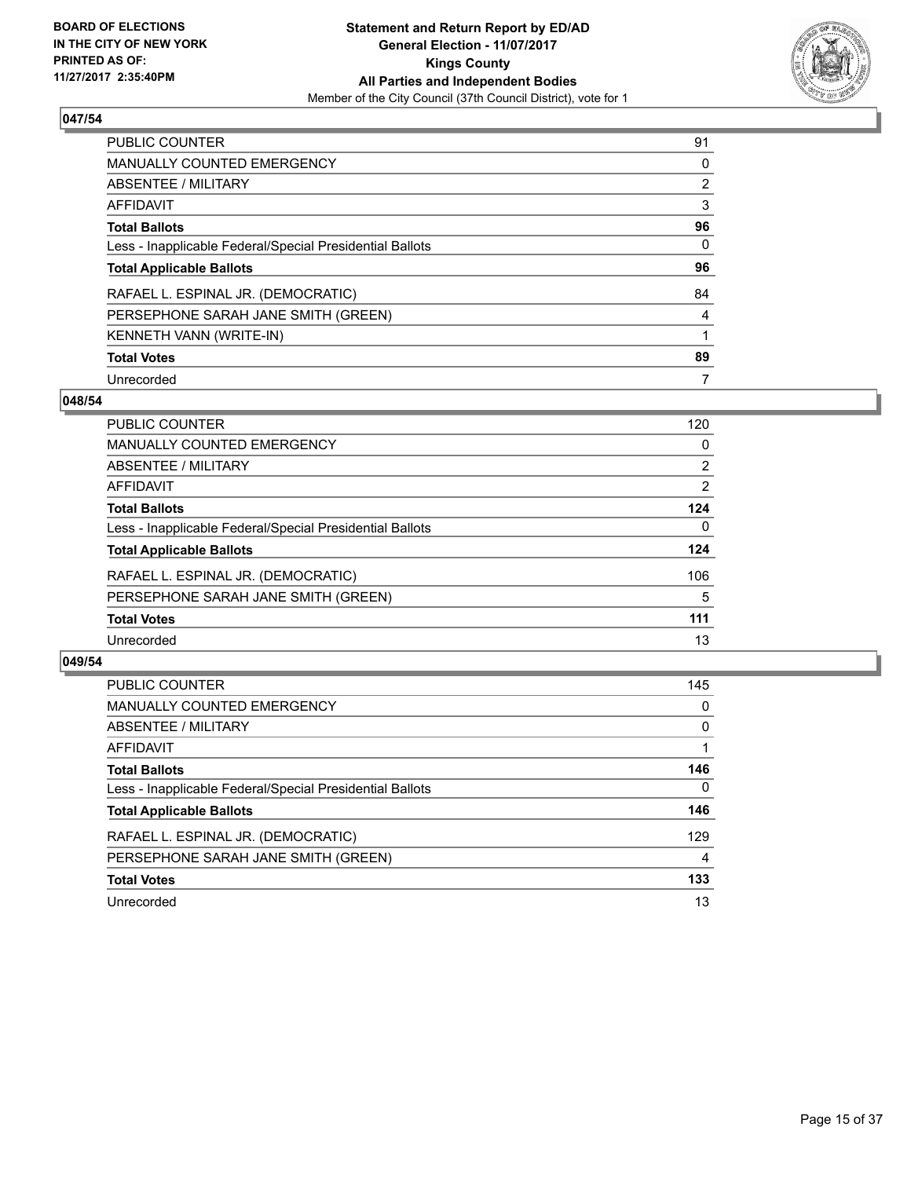**BOARD OF ELECTIONS IN THE CITY OF NEW YORK PRINTED AS OF: 11/27/2017 2:35:40PM**

**Statement and Return Report by ED/AD General Election - 11/07/2017 Kings County All Parties and Independent Bodies**

Member of the City Council (37th Council District), vote for 1

## 047/54

| | |
|---|---|
| PUBLIC COUNTER | 91 |
| MANUALLY COUNTED EMERGENCY | 0 |
| ABSENTEE / MILITARY | 2 |
| AFFIDAVIT | 3 |
| **Total Ballots** | **96** |
| Less - Inapplicable Federal/Special Presidential Ballots | 0 |
| **Total Applicable Ballots** | **96** |
| RAFAEL L. ESPINAL JR. (DEMOCRATIC) | 84 |
| PERSEPHONE SARAH JANE SMITH (GREEN) | 4 |
| KENNETH VANN (WRITE-IN) | 1 |
| **Total Votes** | **89** |
| Unrecorded | 7 |

## 048/54

| | |
|---|---|
| PUBLIC COUNTER | 120 |
| MANUALLY COUNTED EMERGENCY | 0 |
| ABSENTEE / MILITARY | 2 |
| AFFIDAVIT | 2 |
| **Total Ballots** | **124** |
| Less - Inapplicable Federal/Special Presidential Ballots | 0 |
| **Total Applicable Ballots** | **124** |
| RAFAEL L. ESPINAL JR. (DEMOCRATIC) | 106 |
| PERSEPHONE SARAH JANE SMITH (GREEN) | 5 |
| **Total Votes** | **111** |
| Unrecorded | 13 |

## 049/54

| | |
|---|---|
| PUBLIC COUNTER | 145 |
| MANUALLY COUNTED EMERGENCY | 0 |
| ABSENTEE / MILITARY | 0 |
| AFFIDAVIT | 1 |
| **Total Ballots** | **146** |
| Less - Inapplicable Federal/Special Presidential Ballots | 0 |
| **Total Applicable Ballots** | **146** |
| RAFAEL L. ESPINAL JR. (DEMOCRATIC) | 129 |
| PERSEPHONE SARAH JANE SMITH (GREEN) | 4 |
| **Total Votes** | **133** |
| Unrecorded | 13 |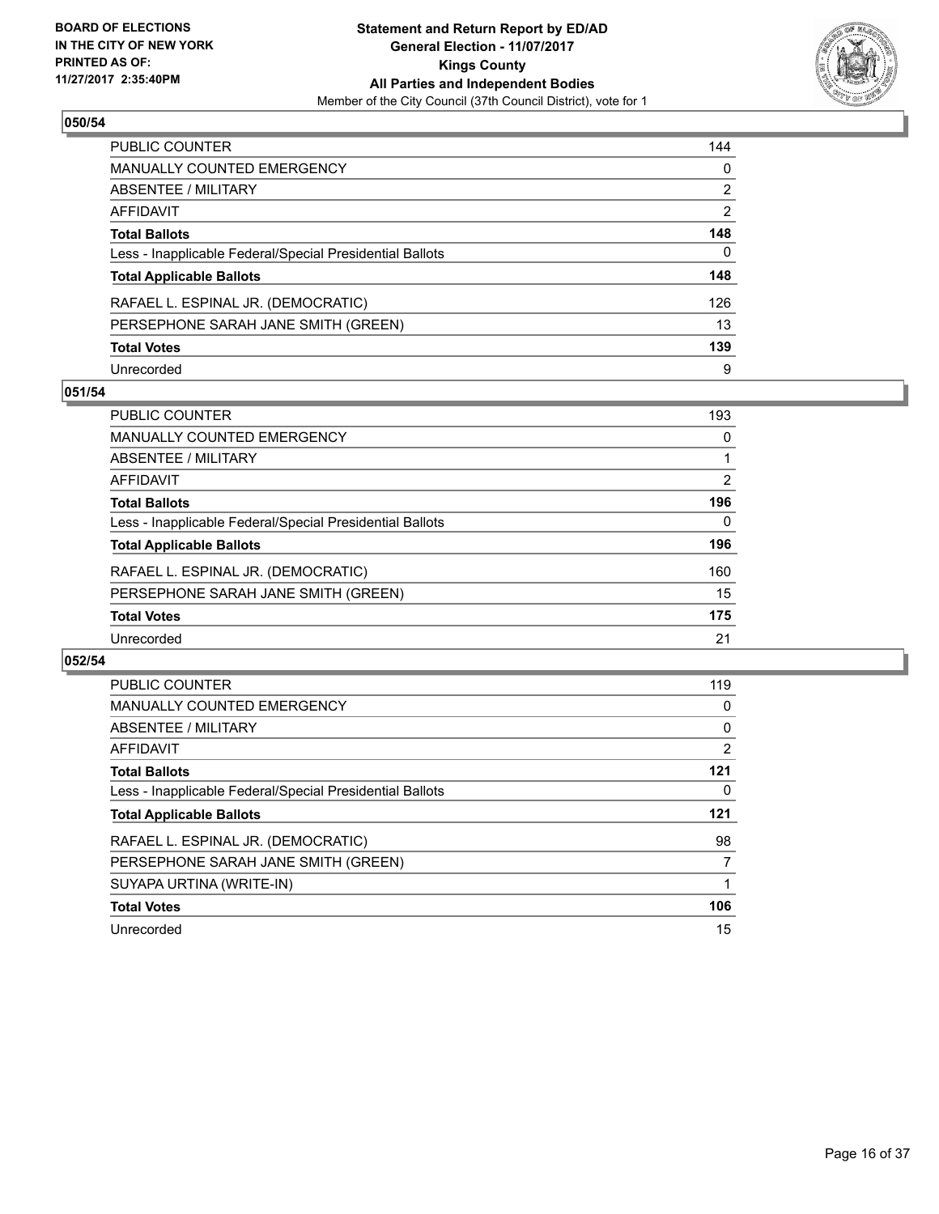BOARD OF ELECTIONS
IN THE CITY OF NEW YORK
PRINTED AS OF:
11/27/2017 2:35:40PM

**Statement and Return Report by ED/AD**
**General Election - 11/07/2017**
**Kings County**
**All Parties and Independent Bodies**
Member of the City Council (37th Council District), vote for 1

## 050/54

| | |
|---|---|
| PUBLIC COUNTER | 144 |
| MANUALLY COUNTED EMERGENCY | 0 |
| ABSENTEE / MILITARY | 2 |
| AFFIDAVIT | 2 |
| **Total Ballots** | **148** |
| Less - Inapplicable Federal/Special Presidential Ballots | 0 |
| **Total Applicable Ballots** | **148** |
| RAFAEL L. ESPINAL JR. (DEMOCRATIC) | 126 |
| PERSEPHONE SARAH JANE SMITH (GREEN) | 13 |
| **Total Votes** | **139** |
| Unrecorded | 9 |

## 051/54

| | |
|---|---|
| PUBLIC COUNTER | 193 |
| MANUALLY COUNTED EMERGENCY | 0 |
| ABSENTEE / MILITARY | 1 |
| AFFIDAVIT | 2 |
| **Total Ballots** | **196** |
| Less - Inapplicable Federal/Special Presidential Ballots | 0 |
| **Total Applicable Ballots** | **196** |
| RAFAEL L. ESPINAL JR. (DEMOCRATIC) | 160 |
| PERSEPHONE SARAH JANE SMITH (GREEN) | 15 |
| **Total Votes** | **175** |
| Unrecorded | 21 |

## 052/54

| | |
|---|---|
| PUBLIC COUNTER | 119 |
| MANUALLY COUNTED EMERGENCY | 0 |
| ABSENTEE / MILITARY | 0 |
| AFFIDAVIT | 2 |
| **Total Ballots** | **121** |
| Less - Inapplicable Federal/Special Presidential Ballots | 0 |
| **Total Applicable Ballots** | **121** |
| RAFAEL L. ESPINAL JR. (DEMOCRATIC) | 98 |
| PERSEPHONE SARAH JANE SMITH (GREEN) | 7 |
| SUYAPA URTINA (WRITE-IN) | 1 |
| **Total Votes** | **106** |
| Unrecorded | 15 |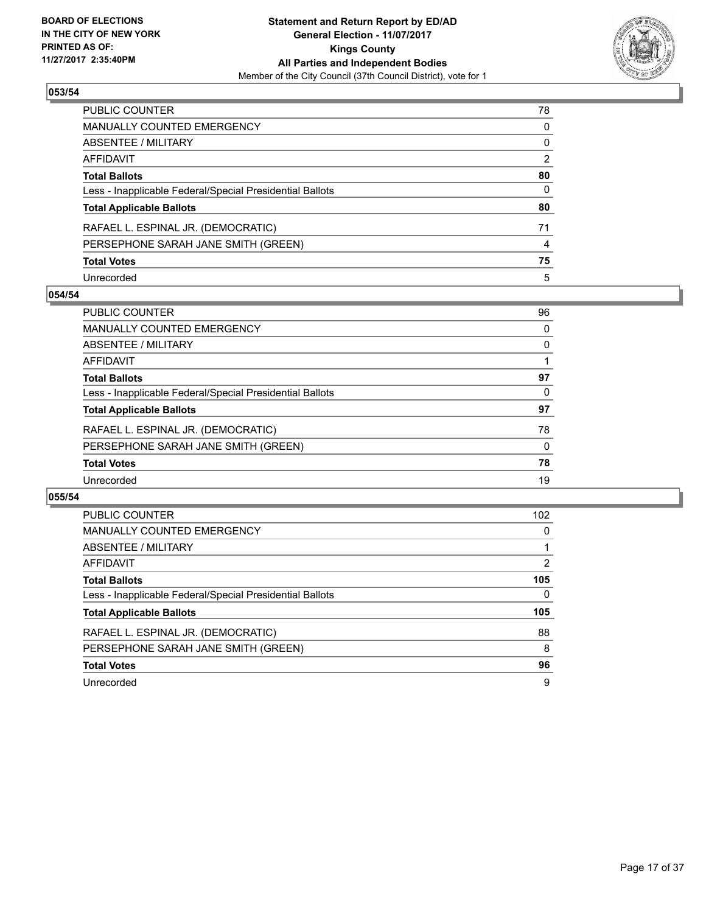BOARD OF ELECTIONS
IN THE CITY OF NEW YORK
PRINTED AS OF:
11/27/2017 2:35:40PM

**Statement and Return Report by ED/AD**
**General Election - 11/07/2017**
**Kings County**
**All Parties and Independent Bodies**
Member of the City Council (37th Council District), vote for 1

### 053/54

| | |
|---|---|
| PUBLIC COUNTER | 78 |
| MANUALLY COUNTED EMERGENCY | 0 |
| ABSENTEE / MILITARY | 0 |
| AFFIDAVIT | 2 |
| **Total Ballots** | **80** |
| Less - Inapplicable Federal/Special Presidential Ballots | 0 |
| **Total Applicable Ballots** | **80** |
| RAFAEL L. ESPINAL JR. (DEMOCRATIC) | 71 |
| PERSEPHONE SARAH JANE SMITH (GREEN) | 4 |
| **Total Votes** | **75** |
| Unrecorded | 5 |

### 054/54

| | |
|---|---|
| PUBLIC COUNTER | 96 |
| MANUALLY COUNTED EMERGENCY | 0 |
| ABSENTEE / MILITARY | 0 |
| AFFIDAVIT | 1 |
| **Total Ballots** | **97** |
| Less - Inapplicable Federal/Special Presidential Ballots | 0 |
| **Total Applicable Ballots** | **97** |
| RAFAEL L. ESPINAL JR. (DEMOCRATIC) | 78 |
| PERSEPHONE SARAH JANE SMITH (GREEN) | 0 |
| **Total Votes** | **78** |
| Unrecorded | 19 |

### 055/54

| | |
|---|---|
| PUBLIC COUNTER | 102 |
| MANUALLY COUNTED EMERGENCY | 0 |
| ABSENTEE / MILITARY | 1 |
| AFFIDAVIT | 2 |
| **Total Ballots** | **105** |
| Less - Inapplicable Federal/Special Presidential Ballots | 0 |
| **Total Applicable Ballots** | **105** |
| RAFAEL L. ESPINAL JR. (DEMOCRATIC) | 88 |
| PERSEPHONE SARAH JANE SMITH (GREEN) | 8 |
| **Total Votes** | **96** |
| Unrecorded | 9 |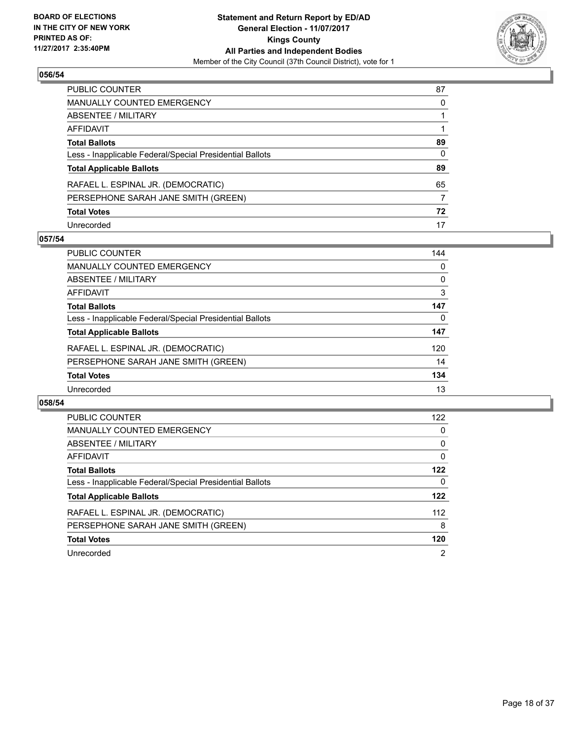**BOARD OF ELECTIONS IN THE CITY OF NEW YORK PRINTED AS OF: 11/27/2017 2:35:40PM**

**Statement and Return Report by ED/AD General Election - 11/07/2017 Kings County All Parties and Independent Bodies**
Member of the City Council (37th Council District), vote for 1

## 056/54

| | |
|---|---|
| PUBLIC COUNTER | 87 |
| MANUALLY COUNTED EMERGENCY | 0 |
| ABSENTEE / MILITARY | 1 |
| AFFIDAVIT | 1 |
| **Total Ballots** | **89** |
| Less - Inapplicable Federal/Special Presidential Ballots | 0 |
| **Total Applicable Ballots** | **89** |
| RAFAEL L. ESPINAL JR. (DEMOCRATIC) | 65 |
| PERSEPHONE SARAH JANE SMITH (GREEN) | 7 |
| **Total Votes** | **72** |
| Unrecorded | 17 |

## 057/54

| | |
|---|---|
| PUBLIC COUNTER | 144 |
| MANUALLY COUNTED EMERGENCY | 0 |
| ABSENTEE / MILITARY | 0 |
| AFFIDAVIT | 3 |
| **Total Ballots** | **147** |
| Less - Inapplicable Federal/Special Presidential Ballots | 0 |
| **Total Applicable Ballots** | **147** |
| RAFAEL L. ESPINAL JR. (DEMOCRATIC) | 120 |
| PERSEPHONE SARAH JANE SMITH (GREEN) | 14 |
| **Total Votes** | **134** |
| Unrecorded | 13 |

## 058/54

| | |
|---|---|
| PUBLIC COUNTER | 122 |
| MANUALLY COUNTED EMERGENCY | 0 |
| ABSENTEE / MILITARY | 0 |
| AFFIDAVIT | 0 |
| **Total Ballots** | **122** |
| Less - Inapplicable Federal/Special Presidential Ballots | 0 |
| **Total Applicable Ballots** | **122** |
| RAFAEL L. ESPINAL JR. (DEMOCRATIC) | 112 |
| PERSEPHONE SARAH JANE SMITH (GREEN) | 8 |
| **Total Votes** | **120** |
| Unrecorded | 2 |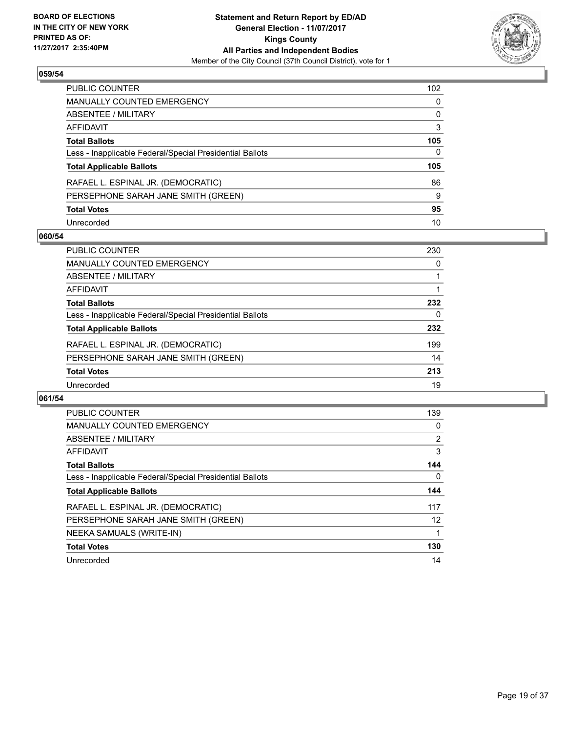BOARD OF ELECTIONS
IN THE CITY OF NEW YORK
PRINTED AS OF:
11/27/2017 2:35:40PM

**Statement and Return Report by ED/AD**
**General Election - 11/07/2017**
**Kings County**
**All Parties and Independent Bodies**
Member of the City Council (37th Council District), vote for 1

### 059/54

| | |
|---|---|
| PUBLIC COUNTER | 102 |
| MANUALLY COUNTED EMERGENCY | 0 |
| ABSENTEE / MILITARY | 0 |
| AFFIDAVIT | 3 |
| **Total Ballots** | **105** |
| Less - Inapplicable Federal/Special Presidential Ballots | 0 |
| **Total Applicable Ballots** | **105** |
| RAFAEL L. ESPINAL JR. (DEMOCRATIC) | 86 |
| PERSEPHONE SARAH JANE SMITH (GREEN) | 9 |
| **Total Votes** | **95** |
| Unrecorded | 10 |

### 060/54

| | |
|---|---|
| PUBLIC COUNTER | 230 |
| MANUALLY COUNTED EMERGENCY | 0 |
| ABSENTEE / MILITARY | 1 |
| AFFIDAVIT | 1 |
| **Total Ballots** | **232** |
| Less - Inapplicable Federal/Special Presidential Ballots | 0 |
| **Total Applicable Ballots** | **232** |
| RAFAEL L. ESPINAL JR. (DEMOCRATIC) | 199 |
| PERSEPHONE SARAH JANE SMITH (GREEN) | 14 |
| **Total Votes** | **213** |
| Unrecorded | 19 |

### 061/54

| | |
|---|---|
| PUBLIC COUNTER | 139 |
| MANUALLY COUNTED EMERGENCY | 0 |
| ABSENTEE / MILITARY | 2 |
| AFFIDAVIT | 3 |
| **Total Ballots** | **144** |
| Less - Inapplicable Federal/Special Presidential Ballots | 0 |
| **Total Applicable Ballots** | **144** |
| RAFAEL L. ESPINAL JR. (DEMOCRATIC) | 117 |
| PERSEPHONE SARAH JANE SMITH (GREEN) | 12 |
| NEEKA SAMUALS (WRITE-IN) | 1 |
| **Total Votes** | **130** |
| Unrecorded | 14 |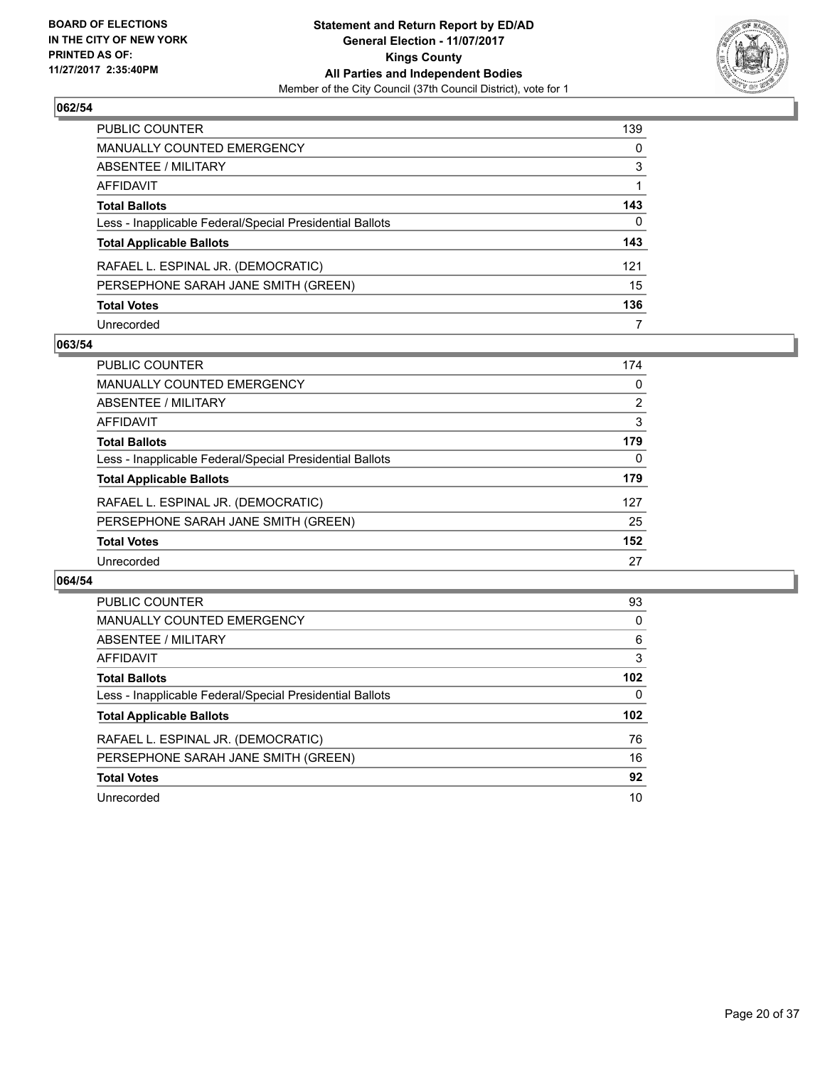BOARD OF ELECTIONS
IN THE CITY OF NEW YORK
PRINTED AS OF:
11/27/2017 2:35:40PM

**Statement and Return Report by ED/AD**
**General Election - 11/07/2017**
**Kings County**
**All Parties and Independent Bodies**
Member of the City Council (37th Council District), vote for 1

## 062/54

| | |
|---|---|
| PUBLIC COUNTER | 139 |
| MANUALLY COUNTED EMERGENCY | 0 |
| ABSENTEE / MILITARY | 3 |
| AFFIDAVIT | 1 |
| **Total Ballots** | **143** |
| Less - Inapplicable Federal/Special Presidential Ballots | 0 |
| **Total Applicable Ballots** | **143** |
| RAFAEL L. ESPINAL JR. (DEMOCRATIC) | 121 |
| PERSEPHONE SARAH JANE SMITH (GREEN) | 15 |
| **Total Votes** | **136** |
| Unrecorded | 7 |

## 063/54

| | |
|---|---|
| PUBLIC COUNTER | 174 |
| MANUALLY COUNTED EMERGENCY | 0 |
| ABSENTEE / MILITARY | 2 |
| AFFIDAVIT | 3 |
| **Total Ballots** | **179** |
| Less - Inapplicable Federal/Special Presidential Ballots | 0 |
| **Total Applicable Ballots** | **179** |
| RAFAEL L. ESPINAL JR. (DEMOCRATIC) | 127 |
| PERSEPHONE SARAH JANE SMITH (GREEN) | 25 |
| **Total Votes** | **152** |
| Unrecorded | 27 |

## 064/54

| | |
|---|---|
| PUBLIC COUNTER | 93 |
| MANUALLY COUNTED EMERGENCY | 0 |
| ABSENTEE / MILITARY | 6 |
| AFFIDAVIT | 3 |
| **Total Ballots** | **102** |
| Less - Inapplicable Federal/Special Presidential Ballots | 0 |
| **Total Applicable Ballots** | **102** |
| RAFAEL L. ESPINAL JR. (DEMOCRATIC) | 76 |
| PERSEPHONE SARAH JANE SMITH (GREEN) | 16 |
| **Total Votes** | **92** |
| Unrecorded | 10 |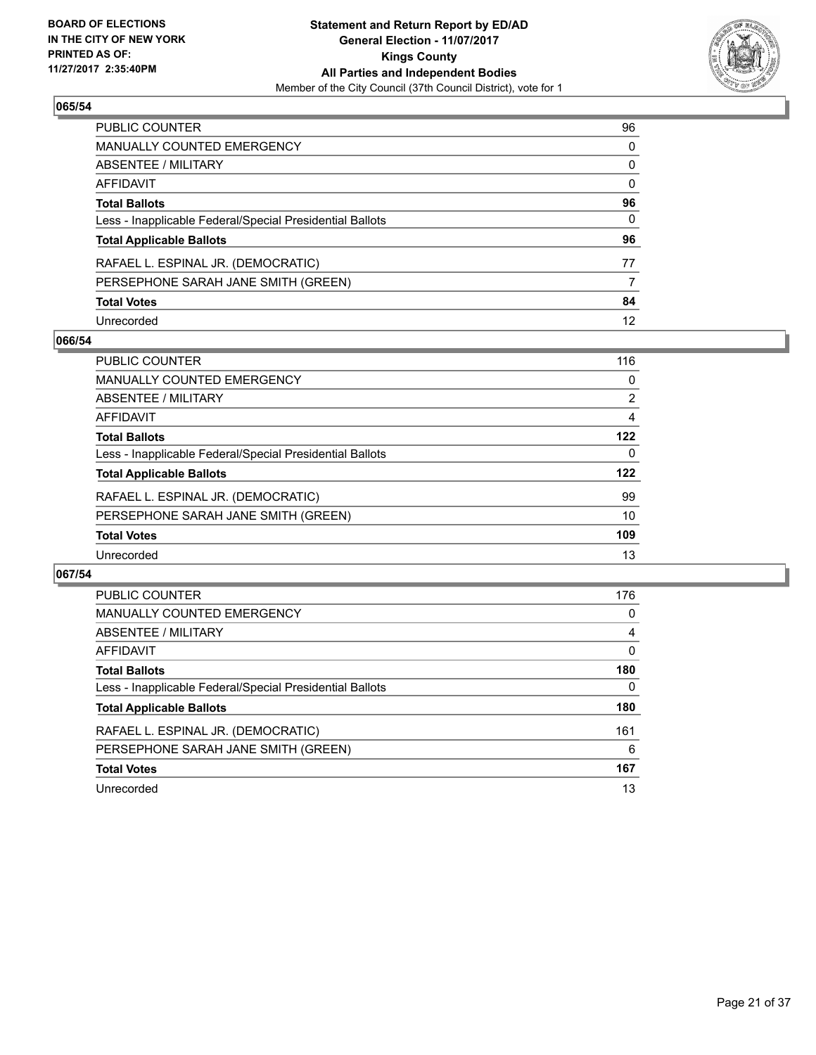**BOARD OF ELECTIONS IN THE CITY OF NEW YORK PRINTED AS OF: 11/27/2017 2:35:40PM**

**Statement and Return Report by ED/AD General Election - 11/07/2017 Kings County All Parties and Independent Bodies**
Member of the City Council (37th Council District), vote for 1

## 065/54

| | |
|---|---|
| PUBLIC COUNTER | 96 |
| MANUALLY COUNTED EMERGENCY | 0 |
| ABSENTEE / MILITARY | 0 |
| AFFIDAVIT | 0 |
| **Total Ballots** | **96** |
| Less - Inapplicable Federal/Special Presidential Ballots | 0 |
| **Total Applicable Ballots** | **96** |
| RAFAEL L. ESPINAL JR. (DEMOCRATIC) | 77 |
| PERSEPHONE SARAH JANE SMITH (GREEN) | 7 |
| **Total Votes** | **84** |
| Unrecorded | 12 |

## 066/54

| | |
|---|---|
| PUBLIC COUNTER | 116 |
| MANUALLY COUNTED EMERGENCY | 0 |
| ABSENTEE / MILITARY | 2 |
| AFFIDAVIT | 4 |
| **Total Ballots** | **122** |
| Less - Inapplicable Federal/Special Presidential Ballots | 0 |
| **Total Applicable Ballots** | **122** |
| RAFAEL L. ESPINAL JR. (DEMOCRATIC) | 99 |
| PERSEPHONE SARAH JANE SMITH (GREEN) | 10 |
| **Total Votes** | **109** |
| Unrecorded | 13 |

## 067/54

| | |
|---|---|
| PUBLIC COUNTER | 176 |
| MANUALLY COUNTED EMERGENCY | 0 |
| ABSENTEE / MILITARY | 4 |
| AFFIDAVIT | 0 |
| **Total Ballots** | **180** |
| Less - Inapplicable Federal/Special Presidential Ballots | 0 |
| **Total Applicable Ballots** | **180** |
| RAFAEL L. ESPINAL JR. (DEMOCRATIC) | 161 |
| PERSEPHONE SARAH JANE SMITH (GREEN) | 6 |
| **Total Votes** | **167** |
| Unrecorded | 13 |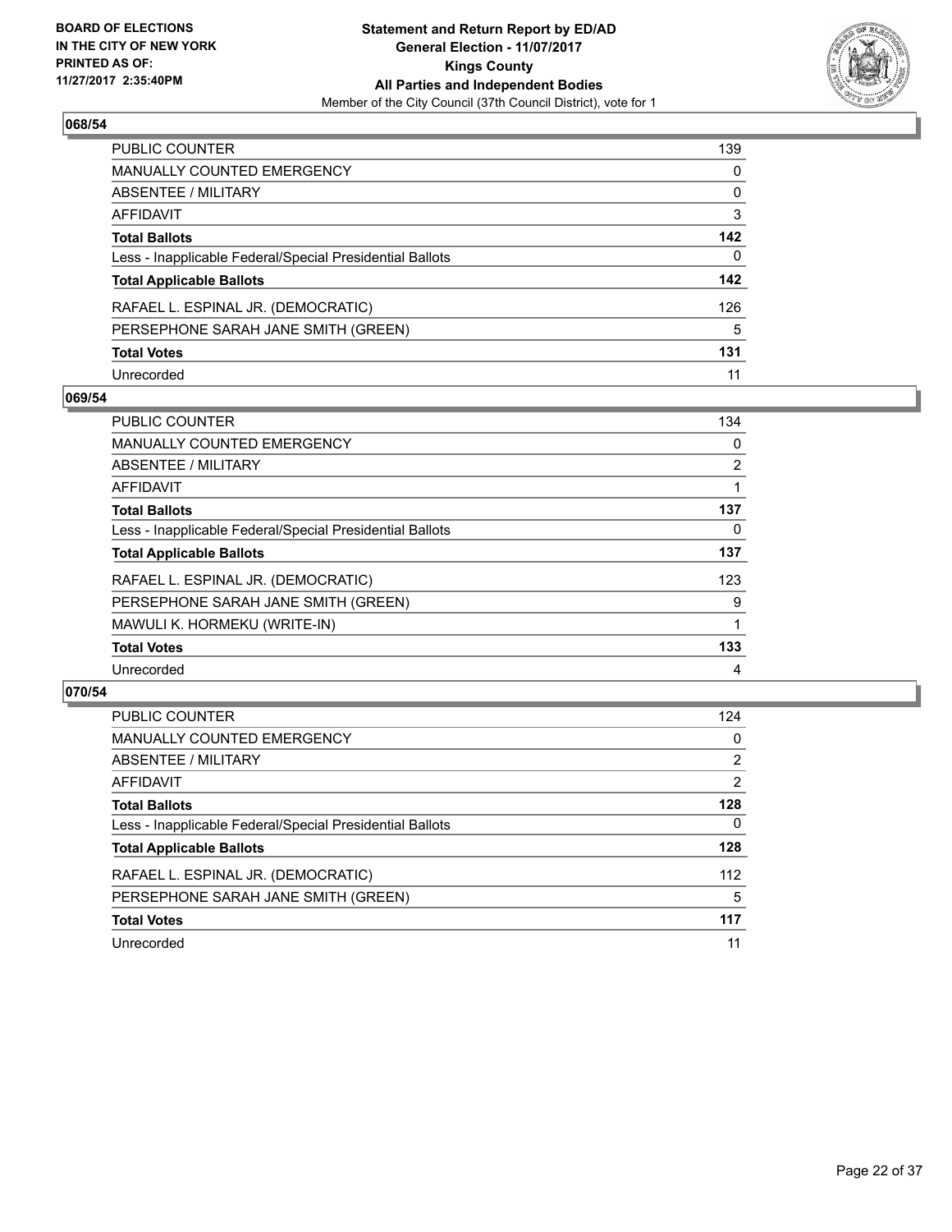**BOARD OF ELECTIONS**
**IN THE CITY OF NEW YORK**
**PRINTED AS OF:**
**11/27/2017 2:35:40PM**

**Statement and Return Report by ED/AD**
**General Election - 11/07/2017**
**Kings County**
**All Parties and Independent Bodies**
Member of the City Council (37th Council District), vote for 1

### 068/54

| | |
|---|---|
| PUBLIC COUNTER | 139 |
| MANUALLY COUNTED EMERGENCY | 0 |
| ABSENTEE / MILITARY | 0 |
| AFFIDAVIT | 3 |
| **Total Ballots** | **142** |
| Less - Inapplicable Federal/Special Presidential Ballots | 0 |
| **Total Applicable Ballots** | **142** |
| RAFAEL L. ESPINAL JR. (DEMOCRATIC) | 126 |
| PERSEPHONE SARAH JANE SMITH (GREEN) | 5 |
| **Total Votes** | **131** |
| Unrecorded | 11 |

### 069/54

| | |
|---|---|
| PUBLIC COUNTER | 134 |
| MANUALLY COUNTED EMERGENCY | 0 |
| ABSENTEE / MILITARY | 2 |
| AFFIDAVIT | 1 |
| **Total Ballots** | **137** |
| Less - Inapplicable Federal/Special Presidential Ballots | 0 |
| **Total Applicable Ballots** | **137** |
| RAFAEL L. ESPINAL JR. (DEMOCRATIC) | 123 |
| PERSEPHONE SARAH JANE SMITH (GREEN) | 9 |
| MAWULI K. HORMEKU (WRITE-IN) | 1 |
| **Total Votes** | **133** |
| Unrecorded | 4 |

### 070/54

| | |
|---|---|
| PUBLIC COUNTER | 124 |
| MANUALLY COUNTED EMERGENCY | 0 |
| ABSENTEE / MILITARY | 2 |
| AFFIDAVIT | 2 |
| **Total Ballots** | **128** |
| Less - Inapplicable Federal/Special Presidential Ballots | 0 |
| **Total Applicable Ballots** | **128** |
| RAFAEL L. ESPINAL JR. (DEMOCRATIC) | 112 |
| PERSEPHONE SARAH JANE SMITH (GREEN) | 5 |
| **Total Votes** | **117** |
| Unrecorded | 11 |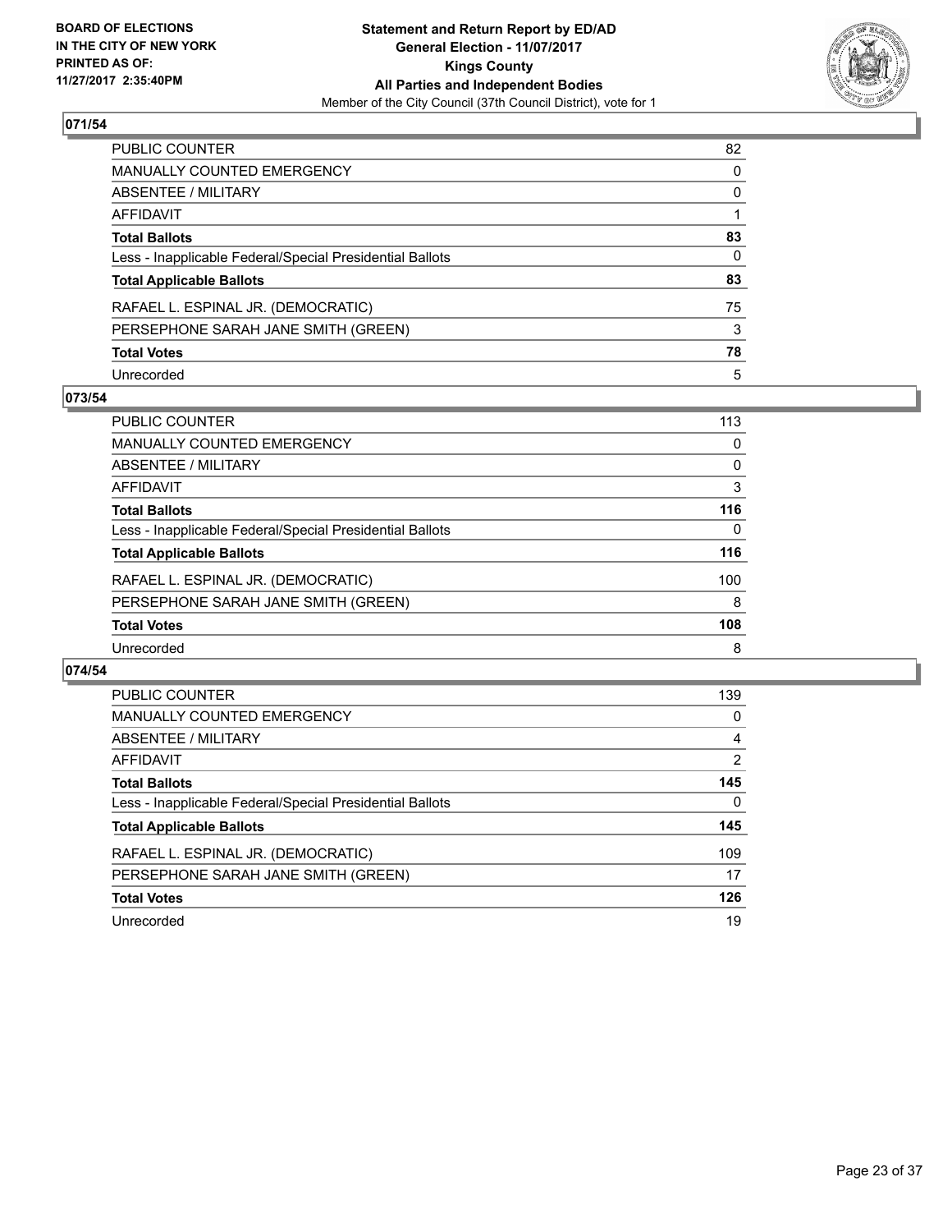BOARD OF ELECTIONS
IN THE CITY OF NEW YORK
PRINTED AS OF:
11/27/2017 2:35:40PM

**Statement and Return Report by ED/AD**
**General Election - 11/07/2017**
**Kings County**
**All Parties and Independent Bodies**
Member of the City Council (37th Council District), vote for 1

## 071/54

| | |
|---|---|
| PUBLIC COUNTER | 82 |
| MANUALLY COUNTED EMERGENCY | 0 |
| ABSENTEE / MILITARY | 0 |
| AFFIDAVIT | 1 |
| **Total Ballots** | **83** |
| Less - Inapplicable Federal/Special Presidential Ballots | 0 |
| **Total Applicable Ballots** | **83** |
| RAFAEL L. ESPINAL JR. (DEMOCRATIC) | 75 |
| PERSEPHONE SARAH JANE SMITH (GREEN) | 3 |
| **Total Votes** | **78** |
| Unrecorded | 5 |

## 073/54

| | |
|---|---|
| PUBLIC COUNTER | 113 |
| MANUALLY COUNTED EMERGENCY | 0 |
| ABSENTEE / MILITARY | 0 |
| AFFIDAVIT | 3 |
| **Total Ballots** | **116** |
| Less - Inapplicable Federal/Special Presidential Ballots | 0 |
| **Total Applicable Ballots** | **116** |
| RAFAEL L. ESPINAL JR. (DEMOCRATIC) | 100 |
| PERSEPHONE SARAH JANE SMITH (GREEN) | 8 |
| **Total Votes** | **108** |
| Unrecorded | 8 |

## 074/54

| | |
|---|---|
| PUBLIC COUNTER | 139 |
| MANUALLY COUNTED EMERGENCY | 0 |
| ABSENTEE / MILITARY | 4 |
| AFFIDAVIT | 2 |
| **Total Ballots** | **145** |
| Less - Inapplicable Federal/Special Presidential Ballots | 0 |
| **Total Applicable Ballots** | **145** |
| RAFAEL L. ESPINAL JR. (DEMOCRATIC) | 109 |
| PERSEPHONE SARAH JANE SMITH (GREEN) | 17 |
| **Total Votes** | **126** |
| Unrecorded | 19 |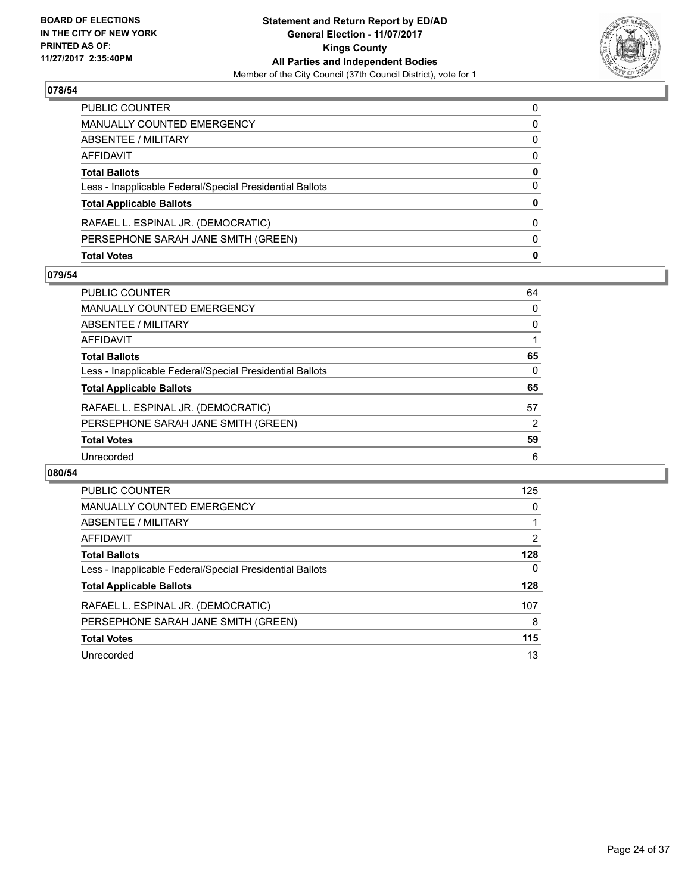BOARD OF ELECTIONS
IN THE CITY OF NEW YORK
PRINTED AS OF:
11/27/2017 2:35:40PM

**Statement and Return Report by ED/AD**
**General Election - 11/07/2017**
**Kings County**
**All Parties and Independent Bodies**
Member of the City Council (37th Council District), vote for 1

## 078/54

| | |
|---|---|
| PUBLIC COUNTER | 0 |
| MANUALLY COUNTED EMERGENCY | 0 |
| ABSENTEE / MILITARY | 0 |
| AFFIDAVIT | 0 |
| **Total Ballots** | **0** |
| Less - Inapplicable Federal/Special Presidential Ballots | 0 |
| **Total Applicable Ballots** | **0** |
| RAFAEL L. ESPINAL JR. (DEMOCRATIC) | 0 |
| PERSEPHONE SARAH JANE SMITH (GREEN) | 0 |
| **Total Votes** | **0** |

## 079/54

| | |
|---|---|
| PUBLIC COUNTER | 64 |
| MANUALLY COUNTED EMERGENCY | 0 |
| ABSENTEE / MILITARY | 0 |
| AFFIDAVIT | 1 |
| **Total Ballots** | **65** |
| Less - Inapplicable Federal/Special Presidential Ballots | 0 |
| **Total Applicable Ballots** | **65** |
| RAFAEL L. ESPINAL JR. (DEMOCRATIC) | 57 |
| PERSEPHONE SARAH JANE SMITH (GREEN) | 2 |
| **Total Votes** | **59** |
| Unrecorded | 6 |

## 080/54

| | |
|---|---|
| PUBLIC COUNTER | 125 |
| MANUALLY COUNTED EMERGENCY | 0 |
| ABSENTEE / MILITARY | 1 |
| AFFIDAVIT | 2 |
| **Total Ballots** | **128** |
| Less - Inapplicable Federal/Special Presidential Ballots | 0 |
| **Total Applicable Ballots** | **128** |
| RAFAEL L. ESPINAL JR. (DEMOCRATIC) | 107 |
| PERSEPHONE SARAH JANE SMITH (GREEN) | 8 |
| **Total Votes** | **115** |
| Unrecorded | 13 |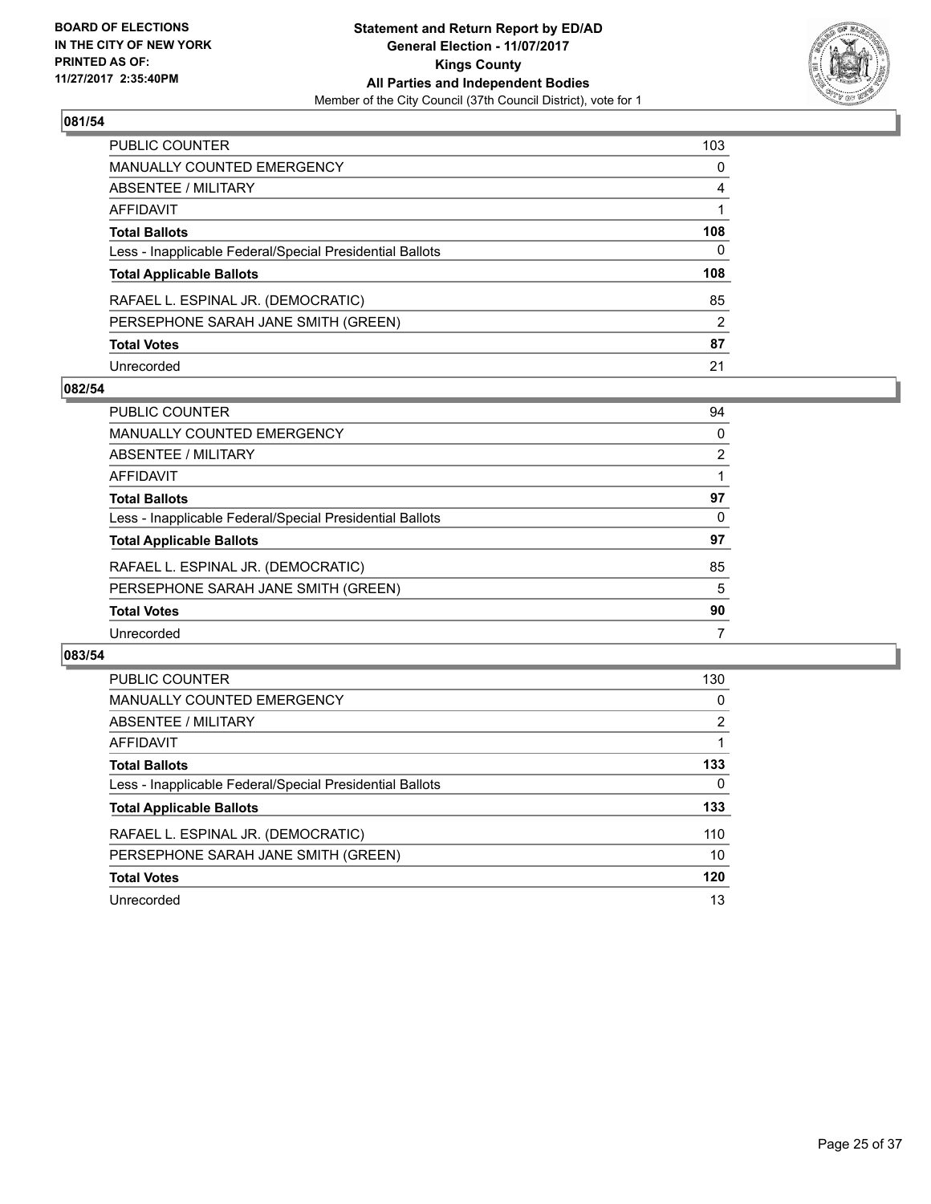BOARD OF ELECTIONS
IN THE CITY OF NEW YORK
PRINTED AS OF:
11/27/2017 2:35:40PM

**Statement and Return Report by ED/AD**
**General Election - 11/07/2017**
**Kings County**
**All Parties and Independent Bodies**
Member of the City Council (37th Council District), vote for 1

## 081/54

| | |
|---|---|
| PUBLIC COUNTER | 103 |
| MANUALLY COUNTED EMERGENCY | 0 |
| ABSENTEE / MILITARY | 4 |
| AFFIDAVIT | 1 |
| **Total Ballots** | **108** |
| Less - Inapplicable Federal/Special Presidential Ballots | 0 |
| **Total Applicable Ballots** | **108** |
| RAFAEL L. ESPINAL JR. (DEMOCRATIC) | 85 |
| PERSEPHONE SARAH JANE SMITH (GREEN) | 2 |
| **Total Votes** | **87** |
| Unrecorded | 21 |

## 082/54

| | |
|---|---|
| PUBLIC COUNTER | 94 |
| MANUALLY COUNTED EMERGENCY | 0 |
| ABSENTEE / MILITARY | 2 |
| AFFIDAVIT | 1 |
| **Total Ballots** | **97** |
| Less - Inapplicable Federal/Special Presidential Ballots | 0 |
| **Total Applicable Ballots** | **97** |
| RAFAEL L. ESPINAL JR. (DEMOCRATIC) | 85 |
| PERSEPHONE SARAH JANE SMITH (GREEN) | 5 |
| **Total Votes** | **90** |
| Unrecorded | 7 |

## 083/54

| | |
|---|---|
| PUBLIC COUNTER | 130 |
| MANUALLY COUNTED EMERGENCY | 0 |
| ABSENTEE / MILITARY | 2 |
| AFFIDAVIT | 1 |
| **Total Ballots** | **133** |
| Less - Inapplicable Federal/Special Presidential Ballots | 0 |
| **Total Applicable Ballots** | **133** |
| RAFAEL L. ESPINAL JR. (DEMOCRATIC) | 110 |
| PERSEPHONE SARAH JANE SMITH (GREEN) | 10 |
| **Total Votes** | **120** |
| Unrecorded | 13 |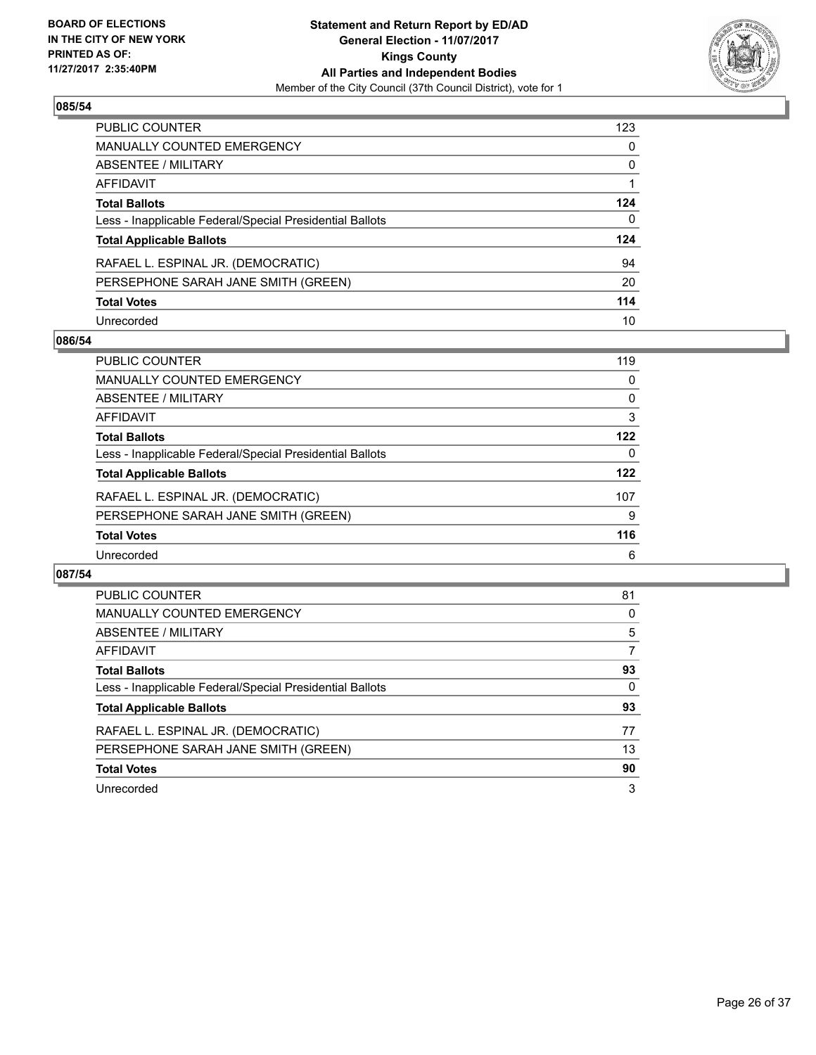BOARD OF ELECTIONS
IN THE CITY OF NEW YORK
PRINTED AS OF:
11/27/2017 2:35:40PM

**Statement and Return Report by ED/AD**
**General Election - 11/07/2017**
**Kings County**
**All Parties and Independent Bodies**
Member of the City Council (37th Council District), vote for 1

## 085/54

| | |
|---|---|
| PUBLIC COUNTER | 123 |
| MANUALLY COUNTED EMERGENCY | 0 |
| ABSENTEE / MILITARY | 0 |
| AFFIDAVIT | 1 |
| **Total Ballots** | **124** |
| Less - Inapplicable Federal/Special Presidential Ballots | 0 |
| **Total Applicable Ballots** | **124** |
| RAFAEL L. ESPINAL JR. (DEMOCRATIC) | 94 |
| PERSEPHONE SARAH JANE SMITH (GREEN) | 20 |
| **Total Votes** | **114** |
| Unrecorded | 10 |

## 086/54

| | |
|---|---|
| PUBLIC COUNTER | 119 |
| MANUALLY COUNTED EMERGENCY | 0 |
| ABSENTEE / MILITARY | 0 |
| AFFIDAVIT | 3 |
| **Total Ballots** | **122** |
| Less - Inapplicable Federal/Special Presidential Ballots | 0 |
| **Total Applicable Ballots** | **122** |
| RAFAEL L. ESPINAL JR. (DEMOCRATIC) | 107 |
| PERSEPHONE SARAH JANE SMITH (GREEN) | 9 |
| **Total Votes** | **116** |
| Unrecorded | 6 |

## 087/54

| | |
|---|---|
| PUBLIC COUNTER | 81 |
| MANUALLY COUNTED EMERGENCY | 0 |
| ABSENTEE / MILITARY | 5 |
| AFFIDAVIT | 7 |
| **Total Ballots** | **93** |
| Less - Inapplicable Federal/Special Presidential Ballots | 0 |
| **Total Applicable Ballots** | **93** |
| RAFAEL L. ESPINAL JR. (DEMOCRATIC) | 77 |
| PERSEPHONE SARAH JANE SMITH (GREEN) | 13 |
| **Total Votes** | **90** |
| Unrecorded | 3 |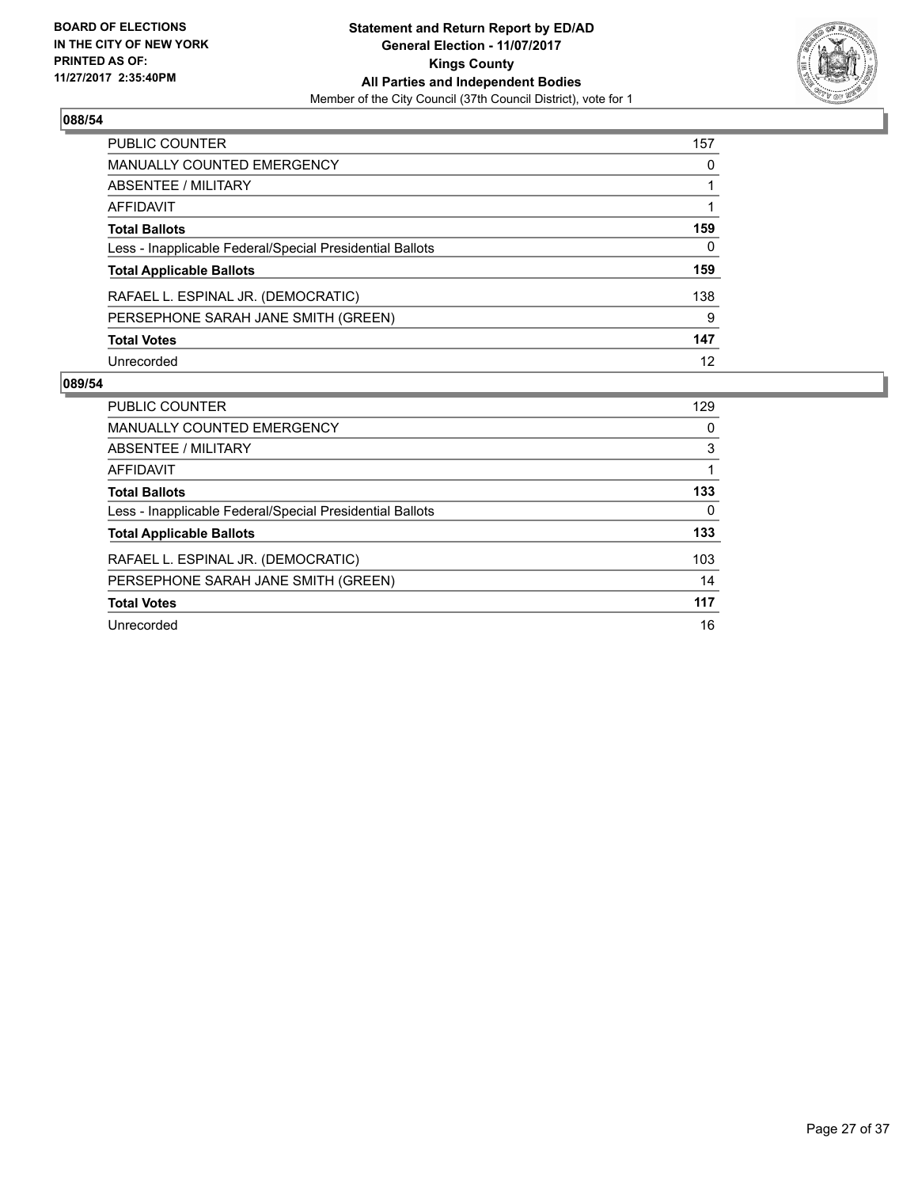**BOARD OF ELECTIONS IN THE CITY OF NEW YORK PRINTED AS OF: 11/27/2017 2:35:40PM**

**Statement and Return Report by ED/AD**
**General Election - 11/07/2017**
**Kings County**
**All Parties and Independent Bodies**
Member of the City Council (37th Council District), vote for 1

## 088/54

| | |
|---|---|
| PUBLIC COUNTER | 157 |
| MANUALLY COUNTED EMERGENCY | 0 |
| ABSENTEE / MILITARY | 1 |
| AFFIDAVIT | 1 |
| **Total Ballots** | **159** |
| Less - Inapplicable Federal/Special Presidential Ballots | 0 |
| **Total Applicable Ballots** | **159** |
| RAFAEL L. ESPINAL JR. (DEMOCRATIC) | 138 |
| PERSEPHONE SARAH JANE SMITH (GREEN) | 9 |
| **Total Votes** | **147** |
| Unrecorded | 12 |

## 089/54

| | |
|---|---|
| PUBLIC COUNTER | 129 |
| MANUALLY COUNTED EMERGENCY | 0 |
| ABSENTEE / MILITARY | 3 |
| AFFIDAVIT | 1 |
| **Total Ballots** | **133** |
| Less - Inapplicable Federal/Special Presidential Ballots | 0 |
| **Total Applicable Ballots** | **133** |
| RAFAEL L. ESPINAL JR. (DEMOCRATIC) | 103 |
| PERSEPHONE SARAH JANE SMITH (GREEN) | 14 |
| **Total Votes** | **117** |
| Unrecorded | 16 |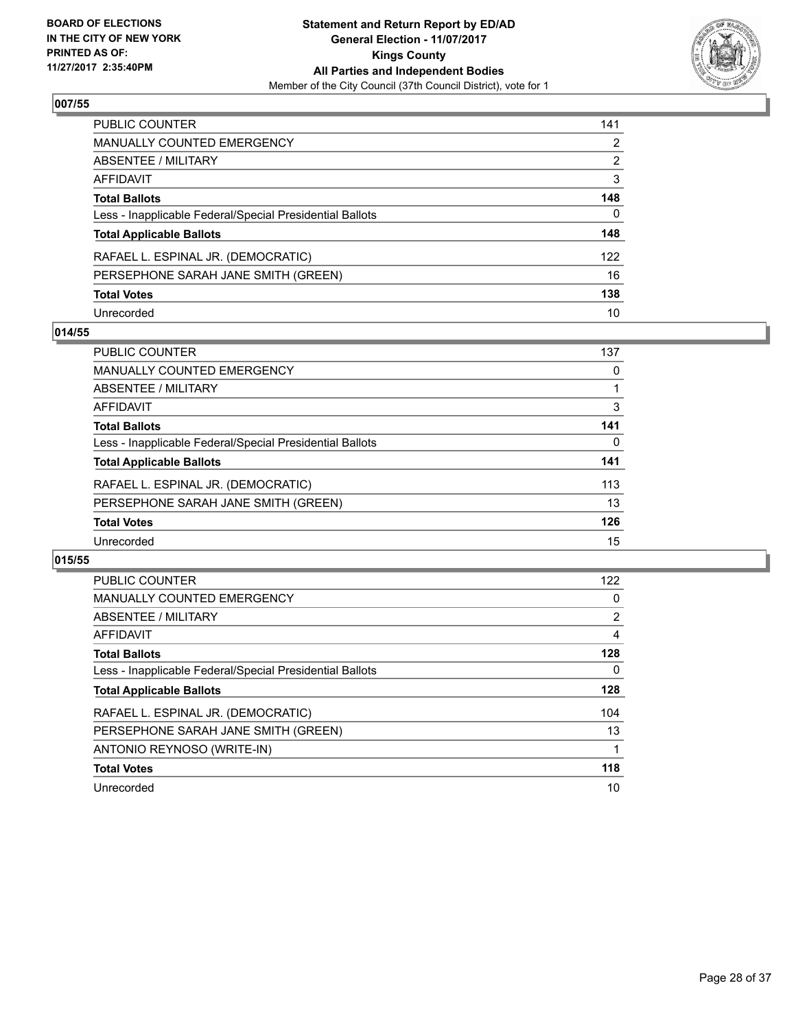BOARD OF ELECTIONS
IN THE CITY OF NEW YORK
PRINTED AS OF:
11/27/2017 2:35:40PM

**Statement and Return Report by ED/AD**
**General Election - 11/07/2017**
**Kings County**
**All Parties and Independent Bodies**
Member of the City Council (37th Council District), vote for 1

### 007/55

| | |
|---|---|
| PUBLIC COUNTER | 141 |
| MANUALLY COUNTED EMERGENCY | 2 |
| ABSENTEE / MILITARY | 2 |
| AFFIDAVIT | 3 |
| **Total Ballots** | **148** |
| Less - Inapplicable Federal/Special Presidential Ballots | 0 |
| **Total Applicable Ballots** | **148** |
| RAFAEL L. ESPINAL JR. (DEMOCRATIC) | 122 |
| PERSEPHONE SARAH JANE SMITH (GREEN) | 16 |
| **Total Votes** | **138** |
| Unrecorded | 10 |

### 014/55

| | |
|---|---|
| PUBLIC COUNTER | 137 |
| MANUALLY COUNTED EMERGENCY | 0 |
| ABSENTEE / MILITARY | 1 |
| AFFIDAVIT | 3 |
| **Total Ballots** | **141** |
| Less - Inapplicable Federal/Special Presidential Ballots | 0 |
| **Total Applicable Ballots** | **141** |
| RAFAEL L. ESPINAL JR. (DEMOCRATIC) | 113 |
| PERSEPHONE SARAH JANE SMITH (GREEN) | 13 |
| **Total Votes** | **126** |
| Unrecorded | 15 |

### 015/55

| | |
|---|---|
| PUBLIC COUNTER | 122 |
| MANUALLY COUNTED EMERGENCY | 0 |
| ABSENTEE / MILITARY | 2 |
| AFFIDAVIT | 4 |
| **Total Ballots** | **128** |
| Less - Inapplicable Federal/Special Presidential Ballots | 0 |
| **Total Applicable Ballots** | **128** |
| RAFAEL L. ESPINAL JR. (DEMOCRATIC) | 104 |
| PERSEPHONE SARAH JANE SMITH (GREEN) | 13 |
| ANTONIO REYNOSO (WRITE-IN) | 1 |
| **Total Votes** | **118** |
| Unrecorded | 10 |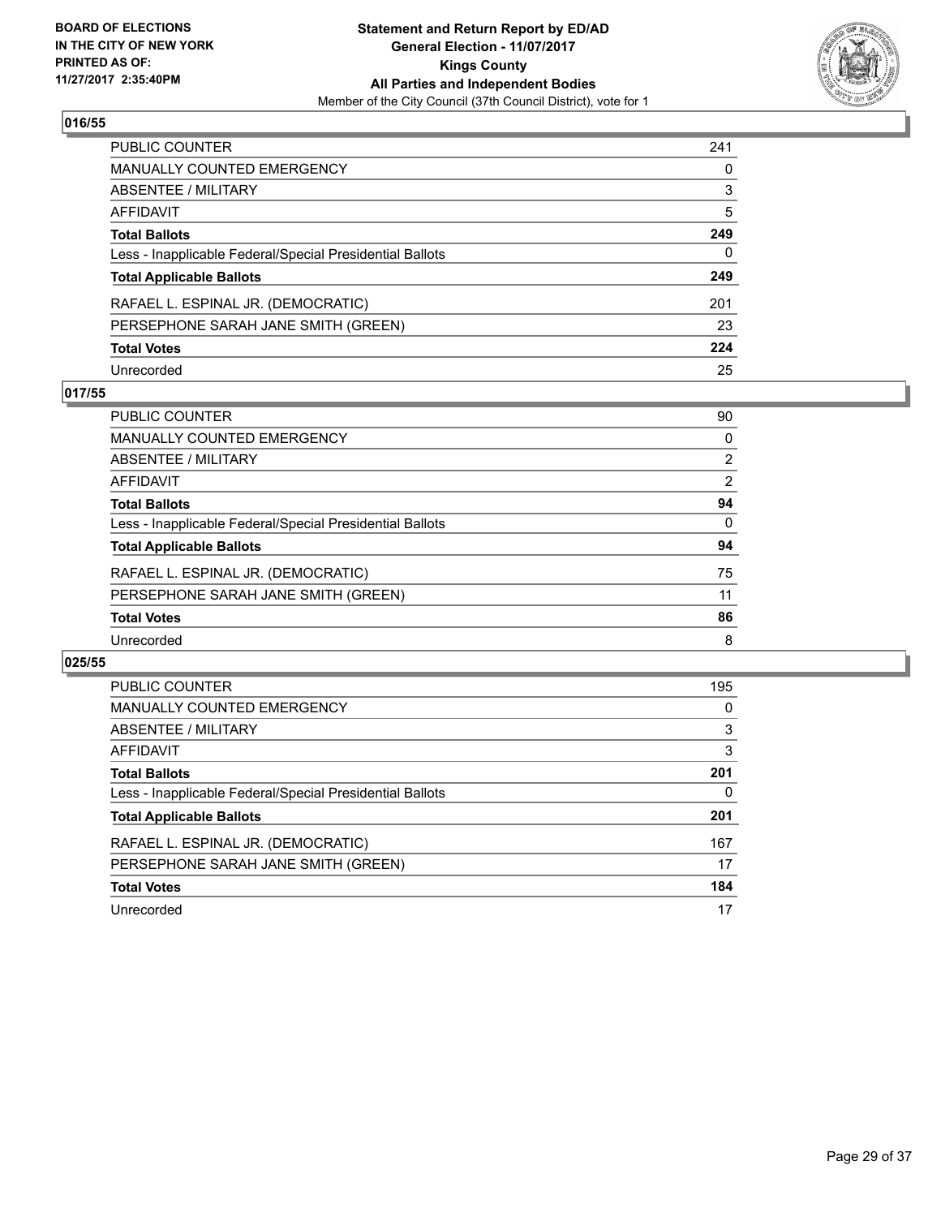BOARD OF ELECTIONS
IN THE CITY OF NEW YORK
PRINTED AS OF:
11/27/2017 2:35:40PM

**Statement and Return Report by ED/AD**
**General Election - 11/07/2017**
**Kings County**
**All Parties and Independent Bodies**
Member of the City Council (37th Council District), vote for 1

## 016/55

| | |
|---|---|
| PUBLIC COUNTER | 241 |
| MANUALLY COUNTED EMERGENCY | 0 |
| ABSENTEE / MILITARY | 3 |
| AFFIDAVIT | 5 |
| **Total Ballots** | **249** |
| Less - Inapplicable Federal/Special Presidential Ballots | 0 |
| **Total Applicable Ballots** | **249** |
| RAFAEL L. ESPINAL JR. (DEMOCRATIC) | 201 |
| PERSEPHONE SARAH JANE SMITH (GREEN) | 23 |
| **Total Votes** | **224** |
| Unrecorded | 25 |

## 017/55

| | |
|---|---|
| PUBLIC COUNTER | 90 |
| MANUALLY COUNTED EMERGENCY | 0 |
| ABSENTEE / MILITARY | 2 |
| AFFIDAVIT | 2 |
| **Total Ballots** | **94** |
| Less - Inapplicable Federal/Special Presidential Ballots | 0 |
| **Total Applicable Ballots** | **94** |
| RAFAEL L. ESPINAL JR. (DEMOCRATIC) | 75 |
| PERSEPHONE SARAH JANE SMITH (GREEN) | 11 |
| **Total Votes** | **86** |
| Unrecorded | 8 |

## 025/55

| | |
|---|---|
| PUBLIC COUNTER | 195 |
| MANUALLY COUNTED EMERGENCY | 0 |
| ABSENTEE / MILITARY | 3 |
| AFFIDAVIT | 3 |
| **Total Ballots** | **201** |
| Less - Inapplicable Federal/Special Presidential Ballots | 0 |
| **Total Applicable Ballots** | **201** |
| RAFAEL L. ESPINAL JR. (DEMOCRATIC) | 167 |
| PERSEPHONE SARAH JANE SMITH (GREEN) | 17 |
| **Total Votes** | **184** |
| Unrecorded | 17 |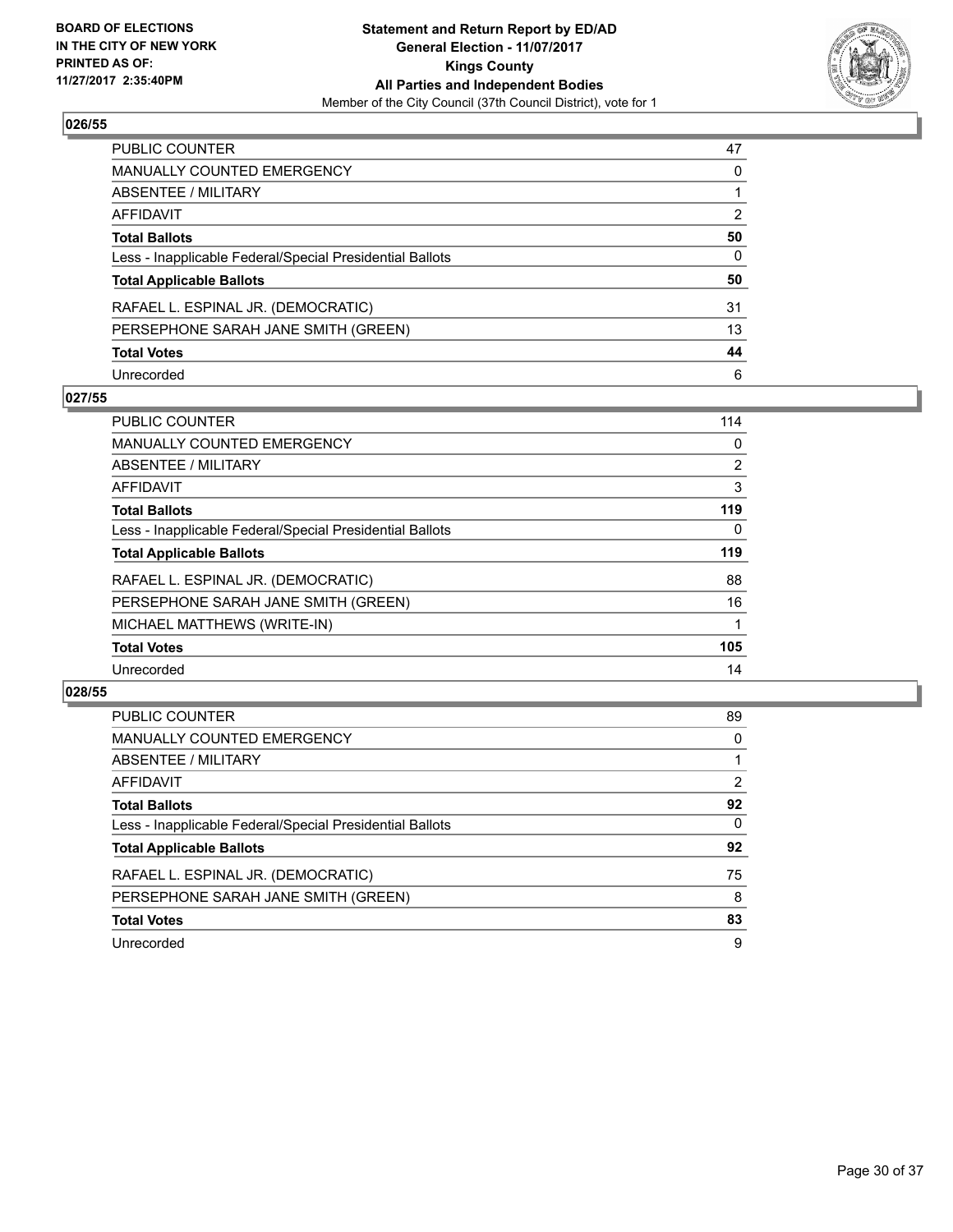**BOARD OF ELECTIONS IN THE CITY OF NEW YORK PRINTED AS OF: 11/27/2017 2:35:40PM**

**Statement and Return Report by ED/AD**
**General Election - 11/07/2017**
**Kings County**
**All Parties and Independent Bodies**
Member of the City Council (37th Council District), vote for 1

## 026/55

| | |
|---|---|
| PUBLIC COUNTER | 47 |
| MANUALLY COUNTED EMERGENCY | 0 |
| ABSENTEE / MILITARY | 1 |
| AFFIDAVIT | 2 |
| **Total Ballots** | **50** |
| Less - Inapplicable Federal/Special Presidential Ballots | 0 |
| **Total Applicable Ballots** | **50** |
| RAFAEL L. ESPINAL JR. (DEMOCRATIC) | 31 |
| PERSEPHONE SARAH JANE SMITH (GREEN) | 13 |
| **Total Votes** | **44** |
| Unrecorded | 6 |

## 027/55

| | |
|---|---|
| PUBLIC COUNTER | 114 |
| MANUALLY COUNTED EMERGENCY | 0 |
| ABSENTEE / MILITARY | 2 |
| AFFIDAVIT | 3 |
| **Total Ballots** | **119** |
| Less - Inapplicable Federal/Special Presidential Ballots | 0 |
| **Total Applicable Ballots** | **119** |
| RAFAEL L. ESPINAL JR. (DEMOCRATIC) | 88 |
| PERSEPHONE SARAH JANE SMITH (GREEN) | 16 |
| MICHAEL MATTHEWS (WRITE-IN) | 1 |
| **Total Votes** | **105** |
| Unrecorded | 14 |

## 028/55

| | |
|---|---|
| PUBLIC COUNTER | 89 |
| MANUALLY COUNTED EMERGENCY | 0 |
| ABSENTEE / MILITARY | 1 |
| AFFIDAVIT | 2 |
| **Total Ballots** | **92** |
| Less - Inapplicable Federal/Special Presidential Ballots | 0 |
| **Total Applicable Ballots** | **92** |
| RAFAEL L. ESPINAL JR. (DEMOCRATIC) | 75 |
| PERSEPHONE SARAH JANE SMITH (GREEN) | 8 |
| **Total Votes** | **83** |
| Unrecorded | 9 |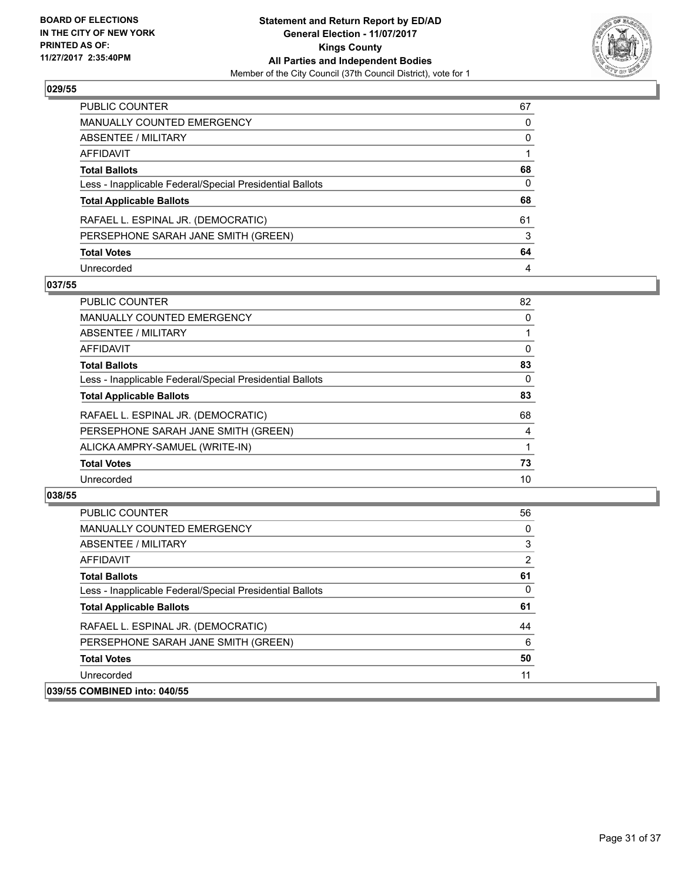**BOARD OF ELECTIONS IN THE CITY OF NEW YORK PRINTED AS OF: 11/27/2017 2:35:40PM**

**Statement and Return Report by ED/AD**
**General Election - 11/07/2017**
**Kings County**
**All Parties and Independent Bodies**
Member of the City Council (37th Council District), vote for 1

### 029/55

| | |
|---|---|
| PUBLIC COUNTER | 67 |
| MANUALLY COUNTED EMERGENCY | 0 |
| ABSENTEE / MILITARY | 0 |
| AFFIDAVIT | 1 |
| **Total Ballots** | **68** |
| Less - Inapplicable Federal/Special Presidential Ballots | 0 |
| **Total Applicable Ballots** | **68** |
| RAFAEL L. ESPINAL JR. (DEMOCRATIC) | 61 |
| PERSEPHONE SARAH JANE SMITH (GREEN) | 3 |
| **Total Votes** | **64** |
| Unrecorded | 4 |

### 037/55

| | |
|---|---|
| PUBLIC COUNTER | 82 |
| MANUALLY COUNTED EMERGENCY | 0 |
| ABSENTEE / MILITARY | 1 |
| AFFIDAVIT | 0 |
| **Total Ballots** | **83** |
| Less - Inapplicable Federal/Special Presidential Ballots | 0 |
| **Total Applicable Ballots** | **83** |
| RAFAEL L. ESPINAL JR. (DEMOCRATIC) | 68 |
| PERSEPHONE SARAH JANE SMITH (GREEN) | 4 |
| ALICKA AMPRY-SAMUEL (WRITE-IN) | 1 |
| **Total Votes** | **73** |
| Unrecorded | 10 |

### 038/55

| | |
|---|---|
| PUBLIC COUNTER | 56 |
| MANUALLY COUNTED EMERGENCY | 0 |
| ABSENTEE / MILITARY | 3 |
| AFFIDAVIT | 2 |
| **Total Ballots** | **61** |
| Less - Inapplicable Federal/Special Presidential Ballots | 0 |
| **Total Applicable Ballots** | **61** |
| RAFAEL L. ESPINAL JR. (DEMOCRATIC) | 44 |
| PERSEPHONE SARAH JANE SMITH (GREEN) | 6 |
| **Total Votes** | **50** |
| Unrecorded | 11 |

### 039/55 COMBINED into: 040/55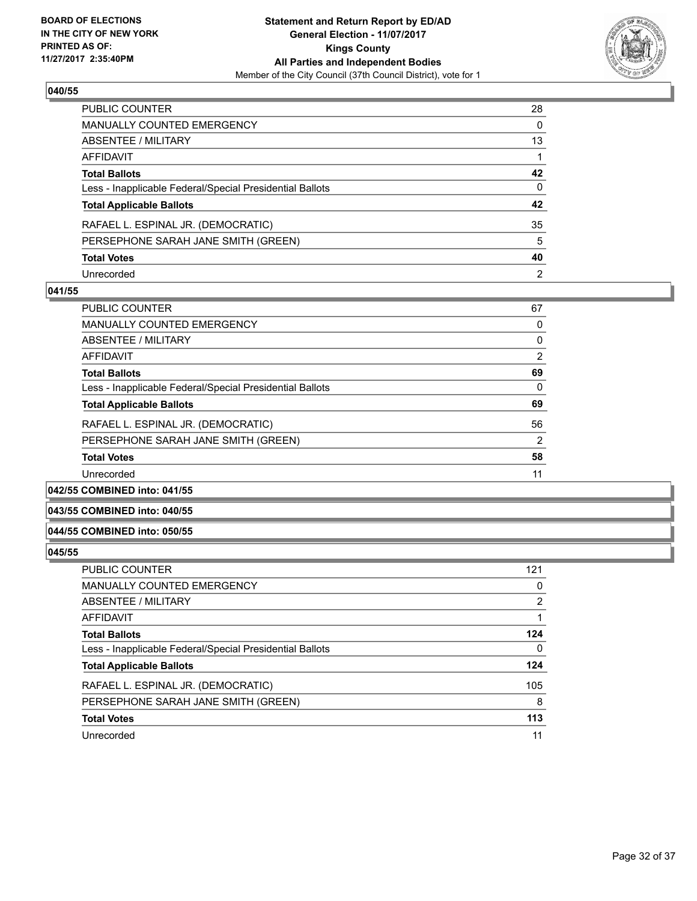## 040/55

| | |
|---|---|
| PUBLIC COUNTER | 28 |
| MANUALLY COUNTED EMERGENCY | 0 |
| ABSENTEE / MILITARY | 13 |
| AFFIDAVIT | 1 |
| **Total Ballots** | **42** |
| Less - Inapplicable Federal/Special Presidential Ballots | 0 |
| **Total Applicable Ballots** | **42** |
| RAFAEL L. ESPINAL JR. (DEMOCRATIC) | 35 |
| PERSEPHONE SARAH JANE SMITH (GREEN) | 5 |
| **Total Votes** | **40** |
| Unrecorded | 2 |

## 041/55

| | |
|---|---|
| PUBLIC COUNTER | 67 |
| MANUALLY COUNTED EMERGENCY | 0 |
| ABSENTEE / MILITARY | 0 |
| AFFIDAVIT | 2 |
| **Total Ballots** | **69** |
| Less - Inapplicable Federal/Special Presidential Ballots | 0 |
| **Total Applicable Ballots** | **69** |
| RAFAEL L. ESPINAL JR. (DEMOCRATIC) | 56 |
| PERSEPHONE SARAH JANE SMITH (GREEN) | 2 |
| **Total Votes** | **58** |
| Unrecorded | 11 |

## 042/55 COMBINED into: 041/55

## 043/55 COMBINED into: 040/55

## 044/55 COMBINED into: 050/55

## 045/55

| | |
|---|---|
| PUBLIC COUNTER | 121 |
| MANUALLY COUNTED EMERGENCY | 0 |
| ABSENTEE / MILITARY | 2 |
| AFFIDAVIT | 1 |
| **Total Ballots** | **124** |
| Less - Inapplicable Federal/Special Presidential Ballots | 0 |
| **Total Applicable Ballots** | **124** |
| RAFAEL L. ESPINAL JR. (DEMOCRATIC) | 105 |
| PERSEPHONE SARAH JANE SMITH (GREEN) | 8 |
| **Total Votes** | **113** |
| Unrecorded | 11 |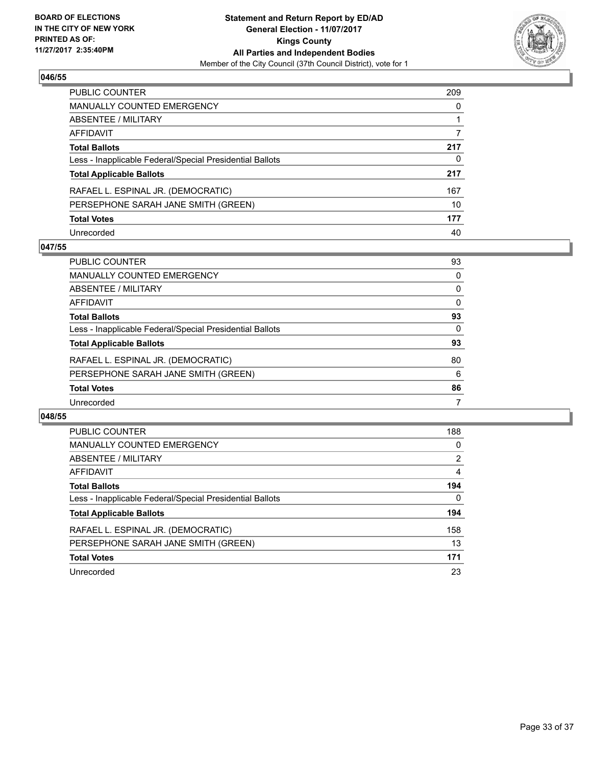**BOARD OF ELECTIONS IN THE CITY OF NEW YORK PRINTED AS OF: 11/27/2017 2:35:40PM**

**Statement and Return Report by ED/AD**
**General Election - 11/07/2017**
**Kings County**
**All Parties and Independent Bodies**
Member of the City Council (37th Council District), vote for 1

## 046/55

| | |
|---|---|
| PUBLIC COUNTER | 209 |
| MANUALLY COUNTED EMERGENCY | 0 |
| ABSENTEE / MILITARY | 1 |
| AFFIDAVIT | 7 |
| **Total Ballots** | **217** |
| Less - Inapplicable Federal/Special Presidential Ballots | 0 |
| **Total Applicable Ballots** | **217** |
| RAFAEL L. ESPINAL JR. (DEMOCRATIC) | 167 |
| PERSEPHONE SARAH JANE SMITH (GREEN) | 10 |
| **Total Votes** | **177** |
| Unrecorded | 40 |

## 047/55

| | |
|---|---|
| PUBLIC COUNTER | 93 |
| MANUALLY COUNTED EMERGENCY | 0 |
| ABSENTEE / MILITARY | 0 |
| AFFIDAVIT | 0 |
| **Total Ballots** | **93** |
| Less - Inapplicable Federal/Special Presidential Ballots | 0 |
| **Total Applicable Ballots** | **93** |
| RAFAEL L. ESPINAL JR. (DEMOCRATIC) | 80 |
| PERSEPHONE SARAH JANE SMITH (GREEN) | 6 |
| **Total Votes** | **86** |
| Unrecorded | 7 |

## 048/55

| | |
|---|---|
| PUBLIC COUNTER | 188 |
| MANUALLY COUNTED EMERGENCY | 0 |
| ABSENTEE / MILITARY | 2 |
| AFFIDAVIT | 4 |
| **Total Ballots** | **194** |
| Less - Inapplicable Federal/Special Presidential Ballots | 0 |
| **Total Applicable Ballots** | **194** |
| RAFAEL L. ESPINAL JR. (DEMOCRATIC) | 158 |
| PERSEPHONE SARAH JANE SMITH (GREEN) | 13 |
| **Total Votes** | **171** |
| Unrecorded | 23 |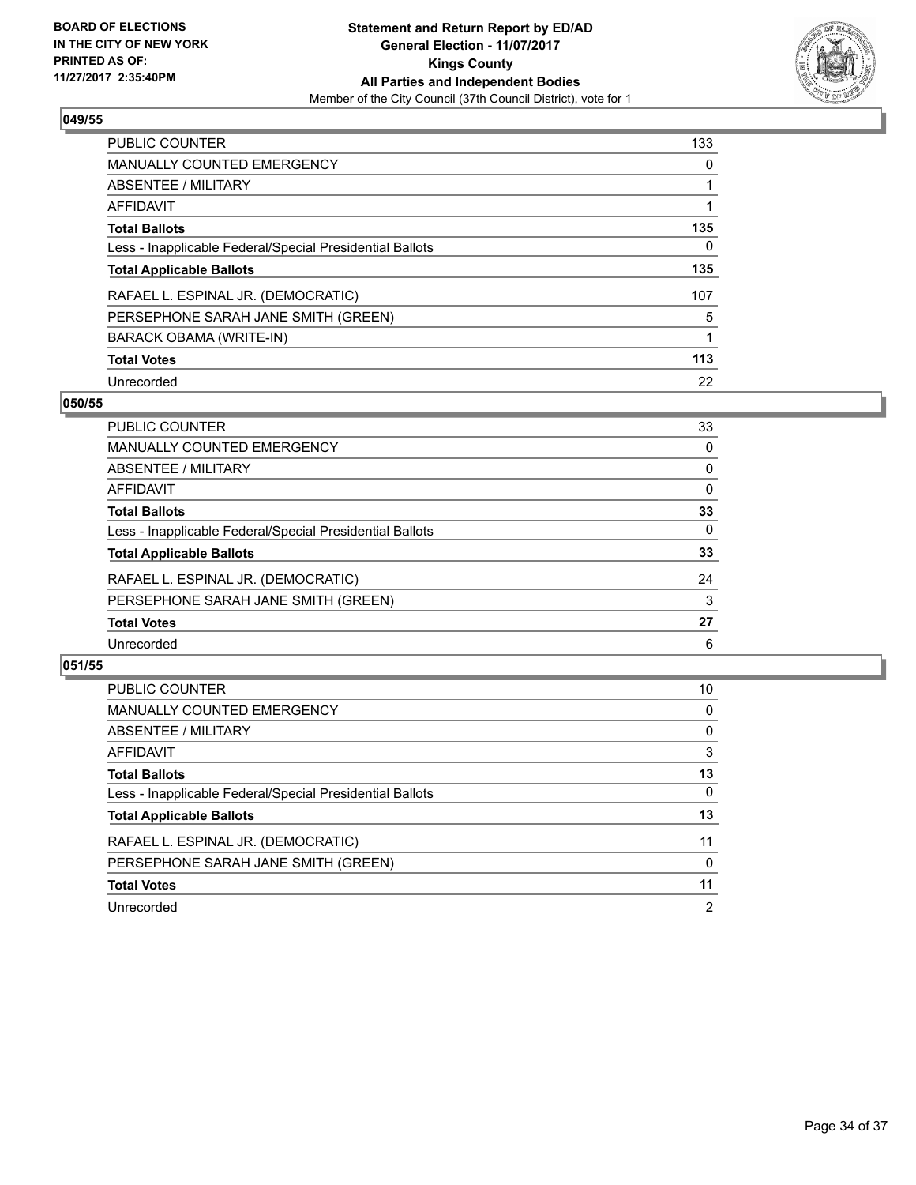**BOARD OF ELECTIONS IN THE CITY OF NEW YORK PRINTED AS OF: 11/27/2017 2:35:40PM**

**Statement and Return Report by ED/AD General Election - 11/07/2017 Kings County All Parties and Independent Bodies**
Member of the City Council (37th Council District), vote for 1

## 049/55

| | |
|---|---|
| PUBLIC COUNTER | 133 |
| MANUALLY COUNTED EMERGENCY | 0 |
| ABSENTEE / MILITARY | 1 |
| AFFIDAVIT | 1 |
| **Total Ballots** | **135** |
| Less - Inapplicable Federal/Special Presidential Ballots | 0 |
| **Total Applicable Ballots** | **135** |
| RAFAEL L. ESPINAL JR. (DEMOCRATIC) | 107 |
| PERSEPHONE SARAH JANE SMITH (GREEN) | 5 |
| BARACK OBAMA (WRITE-IN) | 1 |
| **Total Votes** | **113** |
| Unrecorded | 22 |

## 050/55

| | |
|---|---|
| PUBLIC COUNTER | 33 |
| MANUALLY COUNTED EMERGENCY | 0 |
| ABSENTEE / MILITARY | 0 |
| AFFIDAVIT | 0 |
| **Total Ballots** | **33** |
| Less - Inapplicable Federal/Special Presidential Ballots | 0 |
| **Total Applicable Ballots** | **33** |
| RAFAEL L. ESPINAL JR. (DEMOCRATIC) | 24 |
| PERSEPHONE SARAH JANE SMITH (GREEN) | 3 |
| **Total Votes** | **27** |
| Unrecorded | 6 |

## 051/55

| | |
|---|---|
| PUBLIC COUNTER | 10 |
| MANUALLY COUNTED EMERGENCY | 0 |
| ABSENTEE / MILITARY | 0 |
| AFFIDAVIT | 3 |
| **Total Ballots** | **13** |
| Less - Inapplicable Federal/Special Presidential Ballots | 0 |
| **Total Applicable Ballots** | **13** |
| RAFAEL L. ESPINAL JR. (DEMOCRATIC) | 11 |
| PERSEPHONE SARAH JANE SMITH (GREEN) | 0 |
| **Total Votes** | **11** |
| Unrecorded | 2 |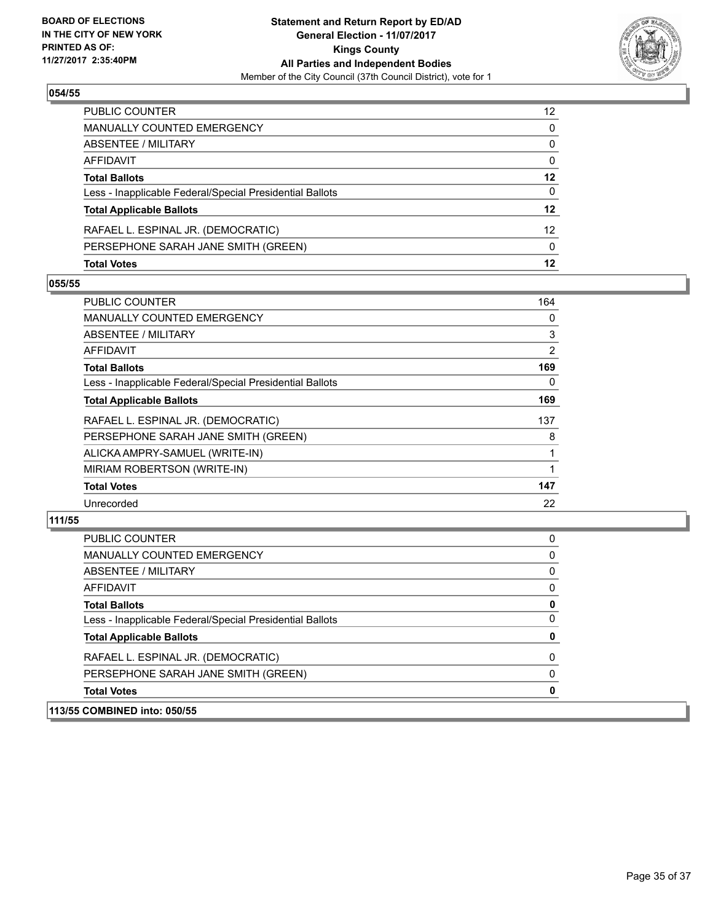**BOARD OF ELECTIONS IN THE CITY OF NEW YORK PRINTED AS OF: 11/27/2017 2:35:40PM**

**Statement and Return Report by ED/AD General Election - 11/07/2017 Kings County All Parties and Independent Bodies**

Member of the City Council (37th Council District), vote for 1

### 054/55

| | |
|---|---|
| PUBLIC COUNTER | 12 |
| MANUALLY COUNTED EMERGENCY | 0 |
| ABSENTEE / MILITARY | 0 |
| AFFIDAVIT | 0 |
| **Total Ballots** | **12** |
| Less - Inapplicable Federal/Special Presidential Ballots | 0 |
| **Total Applicable Ballots** | **12** |
| RAFAEL L. ESPINAL JR. (DEMOCRATIC) | 12 |
| PERSEPHONE SARAH JANE SMITH (GREEN) | 0 |
| **Total Votes** | **12** |

### 055/55

| | |
|---|---|
| PUBLIC COUNTER | 164 |
| MANUALLY COUNTED EMERGENCY | 0 |
| ABSENTEE / MILITARY | 3 |
| AFFIDAVIT | 2 |
| **Total Ballots** | **169** |
| Less - Inapplicable Federal/Special Presidential Ballots | 0 |
| **Total Applicable Ballots** | **169** |
| RAFAEL L. ESPINAL JR. (DEMOCRATIC) | 137 |
| PERSEPHONE SARAH JANE SMITH (GREEN) | 8 |
| ALICKA AMPRY-SAMUEL (WRITE-IN) | 1 |
| MIRIAM ROBERTSON (WRITE-IN) | 1 |
| **Total Votes** | **147** |
| Unrecorded | 22 |

### 111/55

| | |
|---|---|
| PUBLIC COUNTER | 0 |
| MANUALLY COUNTED EMERGENCY | 0 |
| ABSENTEE / MILITARY | 0 |
| AFFIDAVIT | 0 |
| **Total Ballots** | **0** |
| Less - Inapplicable Federal/Special Presidential Ballots | 0 |
| **Total Applicable Ballots** | **0** |
| RAFAEL L. ESPINAL JR. (DEMOCRATIC) | 0 |
| PERSEPHONE SARAH JANE SMITH (GREEN) | 0 |
| **Total Votes** | **0** |

### 113/55 COMBINED into: 050/55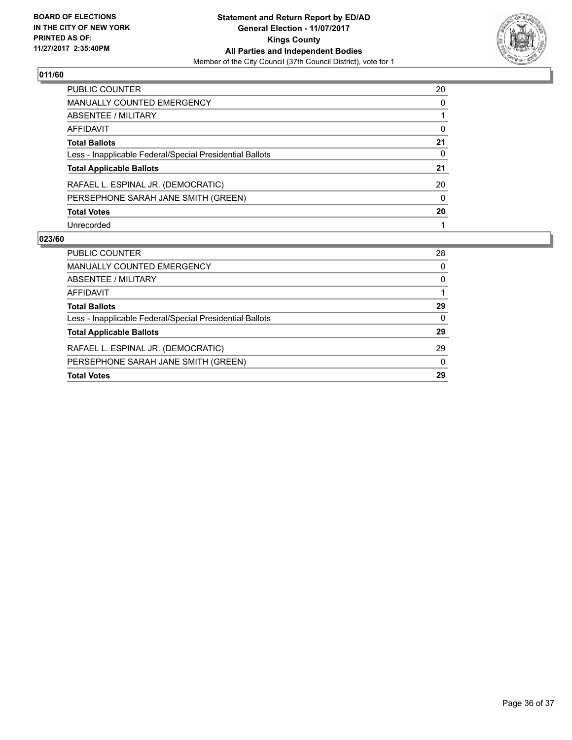## 011/60

| | |
|---|---|
| PUBLIC COUNTER | 20 |
| MANUALLY COUNTED EMERGENCY | 0 |
| ABSENTEE / MILITARY | 1 |
| AFFIDAVIT | 0 |
| **Total Ballots** | **21** |
| Less - Inapplicable Federal/Special Presidential Ballots | 0 |
| **Total Applicable Ballots** | **21** |
| RAFAEL L. ESPINAL JR. (DEMOCRATIC) | 20 |
| PERSEPHONE SARAH JANE SMITH (GREEN) | 0 |
| **Total Votes** | **20** |
| Unrecorded | 1 |

## 023/60

| | |
|---|---|
| PUBLIC COUNTER | 28 |
| MANUALLY COUNTED EMERGENCY | 0 |
| ABSENTEE / MILITARY | 0 |
| AFFIDAVIT | 1 |
| **Total Ballots** | **29** |
| Less - Inapplicable Federal/Special Presidential Ballots | 0 |
| **Total Applicable Ballots** | **29** |
| RAFAEL L. ESPINAL JR. (DEMOCRATIC) | 29 |
| PERSEPHONE SARAH JANE SMITH (GREEN) | 0 |
| **Total Votes** | **29** |